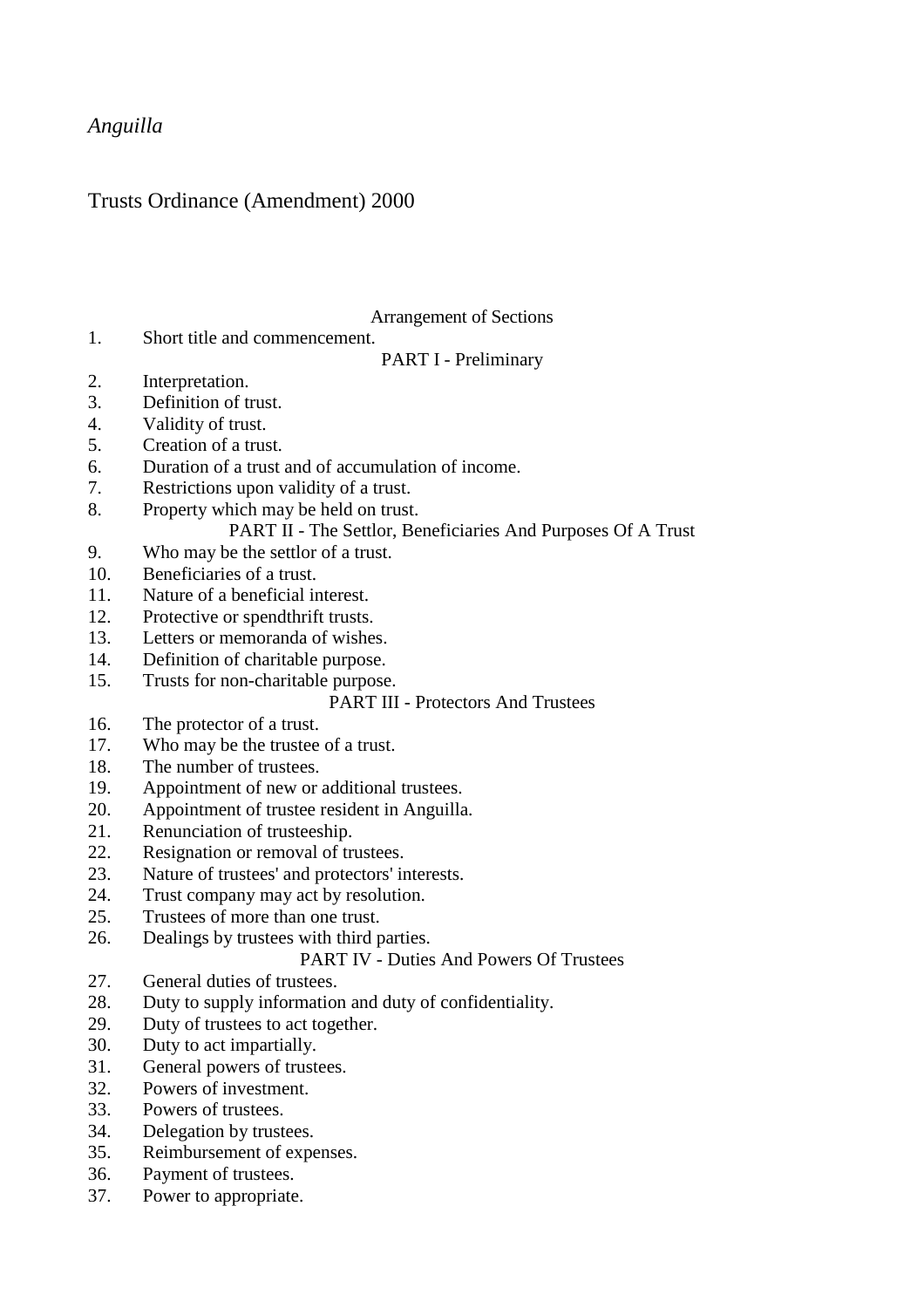*Anguilla*

# Trusts Ordinance (Amendment) 2000

## Arrangement of Sections

1. Short title and commencement.

### PART I - Preliminary

2. Interpretation.
3. Definition of trust.
4. Validity of trust.
5. Creation of a trust.
6. Duration of a trust and of accumulation of income.
7. Restrictions upon validity of a trust.
8. Property which may be held on trust.

### PART II - The Settlor, Beneficiaries And Purposes Of A Trust

9. Who may be the settlor of a trust.
10. Beneficiaries of a trust.
11. Nature of a beneficial interest.
12. Protective or spendthrift trusts.
13. Letters or memoranda of wishes.
14. Definition of charitable purpose.
15. Trusts for non-charitable purpose.

### PART III - Protectors And Trustees

16. The protector of a trust.
17. Who may be the trustee of a trust.
18. The number of trustees.
19. Appointment of new or additional trustees.
20. Appointment of trustee resident in Anguilla.
21. Renunciation of trusteeship.
22. Resignation or removal of trustees.
23. Nature of trustees' and protectors' interests.
24. Trust company may act by resolution.
25. Trustees of more than one trust.
26. Dealings by trustees with third parties.

### PART IV - Duties And Powers Of Trustees

27. General duties of trustees.
28. Duty to supply information and duty of confidentiality.
29. Duty of trustees to act together.
30. Duty to act impartially.
31. General powers of trustees.
32. Powers of investment.
33. Powers of trustees.
34. Delegation by trustees.
35. Reimbursement of expenses.
36. Payment of trustees.
37. Power to appropriate.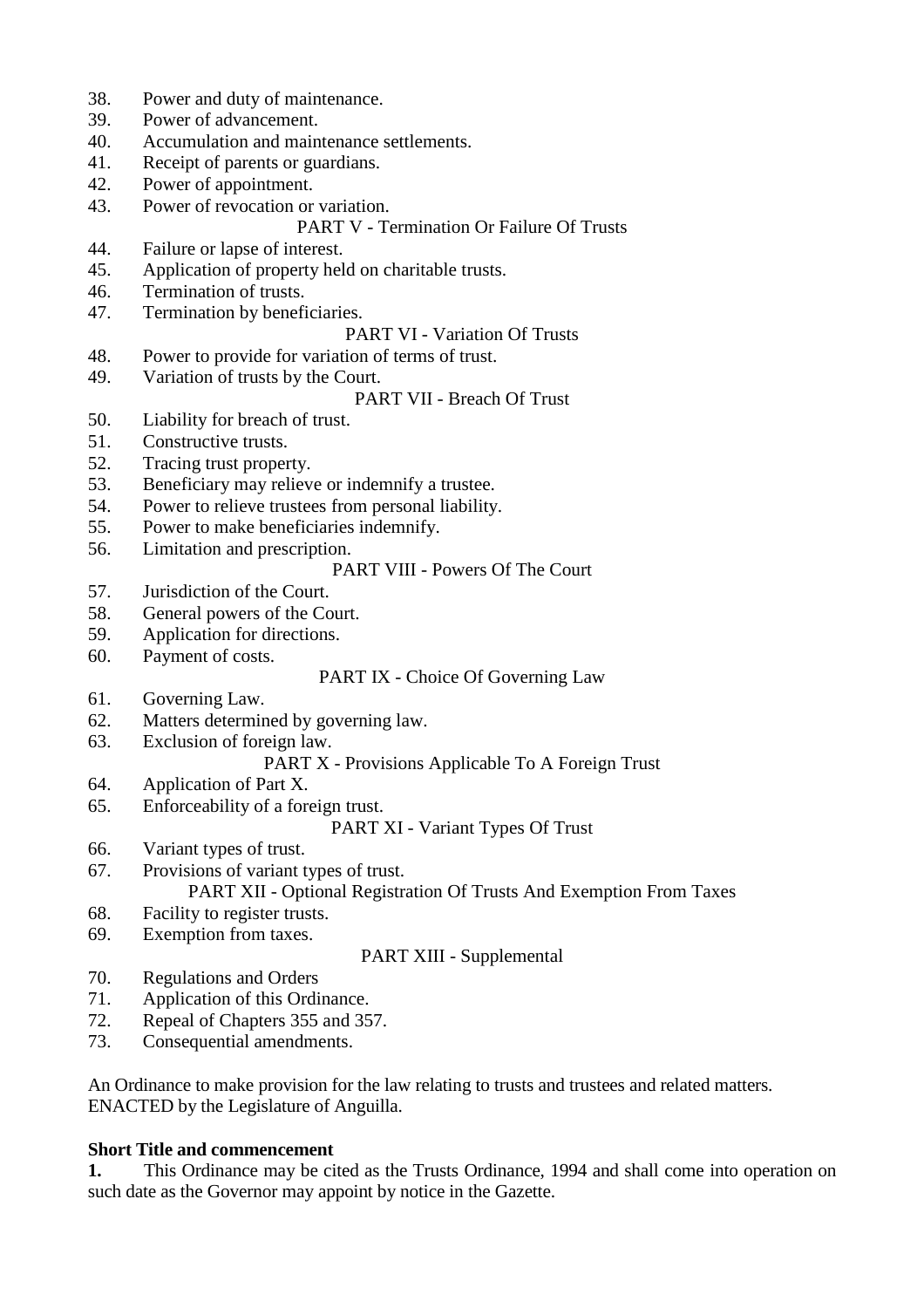38. Power and duty of maintenance.
39. Power of advancement.
40. Accumulation and maintenance settlements.
41. Receipt of parents or guardians.
42. Power of appointment.
43. Power of revocation or variation.

PART V - Termination Or Failure Of Trusts

44. Failure or lapse of interest.
45. Application of property held on charitable trusts.
46. Termination of trusts.
47. Termination by beneficiaries.

PART VI - Variation Of Trusts

48. Power to provide for variation of terms of trust.
49. Variation of trusts by the Court.

PART VII - Breach Of Trust

50. Liability for breach of trust.
51. Constructive trusts.
52. Tracing trust property.
53. Beneficiary may relieve or indemnify a trustee.
54. Power to relieve trustees from personal liability.
55. Power to make beneficiaries indemnify.
56. Limitation and prescription.

PART VIII - Powers Of The Court

57. Jurisdiction of the Court.
58. General powers of the Court.
59. Application for directions.
60. Payment of costs.

PART IX - Choice Of Governing Law

61. Governing Law.
62. Matters determined by governing law.
63. Exclusion of foreign law.

PART X - Provisions Applicable To A Foreign Trust

64. Application of Part X.
65. Enforceability of a foreign trust.

PART XI - Variant Types Of Trust

66. Variant types of trust.
67. Provisions of variant types of trust.

PART XII - Optional Registration Of Trusts And Exemption From Taxes

68. Facility to register trusts.
69. Exemption from taxes.

PART XIII - Supplemental

70. Regulations and Orders
71. Application of this Ordinance.
72. Repeal of Chapters 355 and 357.
73. Consequential amendments.

An Ordinance to make provision for the law relating to trusts and trustees and related matters.
ENACTED by the Legislature of Anguilla.

**Short Title and commencement**

**1.** This Ordinance may be cited as the Trusts Ordinance, 1994 and shall come into operation on such date as the Governor may appoint by notice in the Gazette.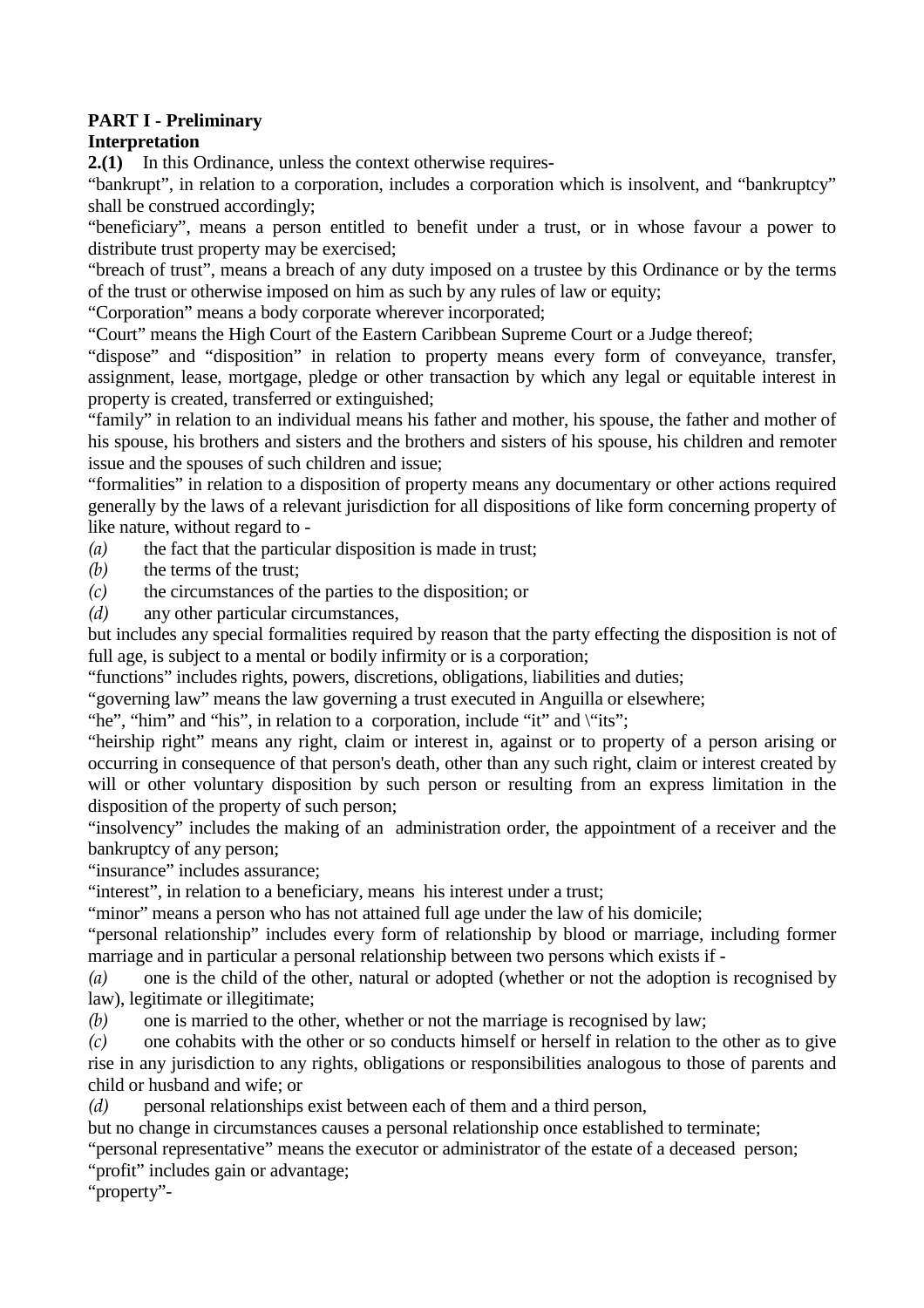**PART I - Preliminary**
**Interpretation**

**2.(1)** In this Ordinance, unless the context otherwise requires-

"bankrupt", in relation to a corporation, includes a corporation which is insolvent, and "bankruptcy" shall be construed accordingly;

"beneficiary", means a person entitled to benefit under a trust, or in whose favour a power to distribute trust property may be exercised;

"breach of trust", means a breach of any duty imposed on a trustee by this Ordinance or by the terms of the trust or otherwise imposed on him as such by any rules of law or equity;

"Corporation" means a body corporate wherever incorporated;

"Court" means the High Court of the Eastern Caribbean Supreme Court or a Judge thereof;

"dispose" and "disposition" in relation to property means every form of conveyance, transfer, assignment, lease, mortgage, pledge or other transaction by which any legal or equitable interest in property is created, transferred or extinguished;

"family" in relation to an individual means his father and mother, his spouse, the father and mother of his spouse, his brothers and sisters and the brothers and sisters of his spouse, his children and remoter issue and the spouses of such children and issue;

"formalities" in relation to a disposition of property means any documentary or other actions required generally by the laws of a relevant jurisdiction for all dispositions of like form concerning property of like nature, without regard to -

*(a)* the fact that the particular disposition is made in trust;

*(b)* the terms of the trust;

*(c)* the circumstances of the parties to the disposition; or

*(d)* any other particular circumstances,

but includes any special formalities required by reason that the party effecting the disposition is not of full age, is subject to a mental or bodily infirmity or is a corporation;

"functions" includes rights, powers, discretions, obligations, liabilities and duties;

"governing law" means the law governing a trust executed in Anguilla or elsewhere;

"he", "him" and "his", in relation to a corporation, include "it" and \"its";

"heirship right" means any right, claim or interest in, against or to property of a person arising or occurring in consequence of that person's death, other than any such right, claim or interest created by will or other voluntary disposition by such person or resulting from an express limitation in the disposition of the property of such person;

"insolvency" includes the making of an administration order, the appointment of a receiver and the bankruptcy of any person;

"insurance" includes assurance;

"interest", in relation to a beneficiary, means his interest under a trust;

"minor" means a person who has not attained full age under the law of his domicile;

"personal relationship" includes every form of relationship by blood or marriage, including former marriage and in particular a personal relationship between two persons which exists if -

*(a)* one is the child of the other, natural or adopted (whether or not the adoption is recognised by law), legitimate or illegitimate;

*(b)* one is married to the other, whether or not the marriage is recognised by law;

*(c)* one cohabits with the other or so conducts himself or herself in relation to the other as to give rise in any jurisdiction to any rights, obligations or responsibilities analogous to those of parents and child or husband and wife; or

*(d)* personal relationships exist between each of them and a third person,

but no change in circumstances causes a personal relationship once established to terminate;

"personal representative" means the executor or administrator of the estate of a deceased person;

"profit" includes gain or advantage;

"property"-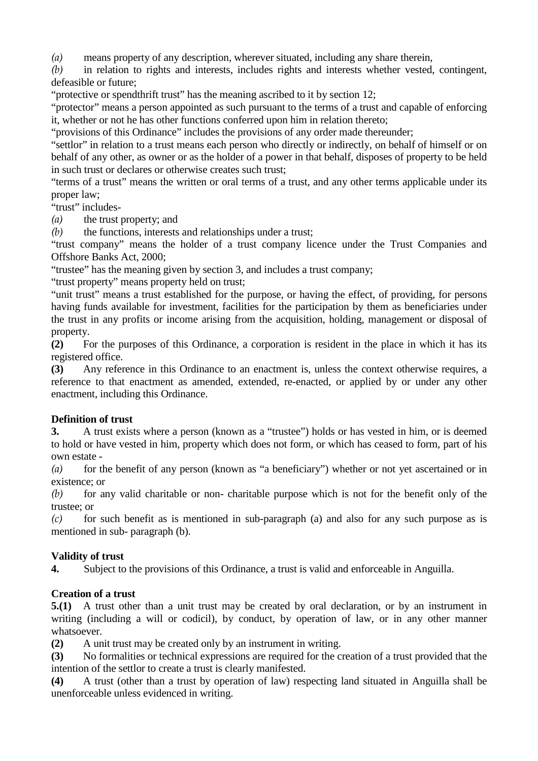*(a)* means property of any description, wherever situated, including any share therein,

*(b)* in relation to rights and interests, includes rights and interests whether vested, contingent, defeasible or future;

"protective or spendthrift trust" has the meaning ascribed to it by section 12;

"protector" means a person appointed as such pursuant to the terms of a trust and capable of enforcing it, whether or not he has other functions conferred upon him in relation thereto;

"provisions of this Ordinance" includes the provisions of any order made thereunder;

"settlor" in relation to a trust means each person who directly or indirectly, on behalf of himself or on behalf of any other, as owner or as the holder of a power in that behalf, disposes of property to be held in such trust or declares or otherwise creates such trust;

"terms of a trust" means the written or oral terms of a trust, and any other terms applicable under its proper law;

"trust" includes-

*(a)* the trust property; and

*(b)* the functions, interests and relationships under a trust;

"trust company" means the holder of a trust company licence under the Trust Companies and Offshore Banks Act, 2000;

"trustee" has the meaning given by section 3, and includes a trust company;

"trust property" means property held on trust;

"unit trust" means a trust established for the purpose, or having the effect, of providing, for persons having funds available for investment, facilities for the participation by them as beneficiaries under the trust in any profits or income arising from the acquisition, holding, management or disposal of property.

**(2)** For the purposes of this Ordinance, a corporation is resident in the place in which it has its registered office.

**(3)** Any reference in this Ordinance to an enactment is, unless the context otherwise requires, a reference to that enactment as amended, extended, re-enacted, or applied by or under any other enactment, including this Ordinance.

**Definition of trust**

**3.** A trust exists where a person (known as a "trustee") holds or has vested in him, or is deemed to hold or have vested in him, property which does not form, or which has ceased to form, part of his own estate -

*(a)* for the benefit of any person (known as "a beneficiary") whether or not yet ascertained or in existence; or

*(b)* for any valid charitable or non- charitable purpose which is not for the benefit only of the trustee; or

*(c)* for such benefit as is mentioned in sub-paragraph (a) and also for any such purpose as is mentioned in sub- paragraph (b).

**Validity of trust**

**4.** Subject to the provisions of this Ordinance, a trust is valid and enforceable in Anguilla.

**Creation of a trust**

**5.(1)** A trust other than a unit trust may be created by oral declaration, or by an instrument in writing (including a will or codicil), by conduct, by operation of law, or in any other manner whatsoever.

**(2)** A unit trust may be created only by an instrument in writing.

**(3)** No formalities or technical expressions are required for the creation of a trust provided that the intention of the settlor to create a trust is clearly manifested.

**(4)** A trust (other than a trust by operation of law) respecting land situated in Anguilla shall be unenforceable unless evidenced in writing.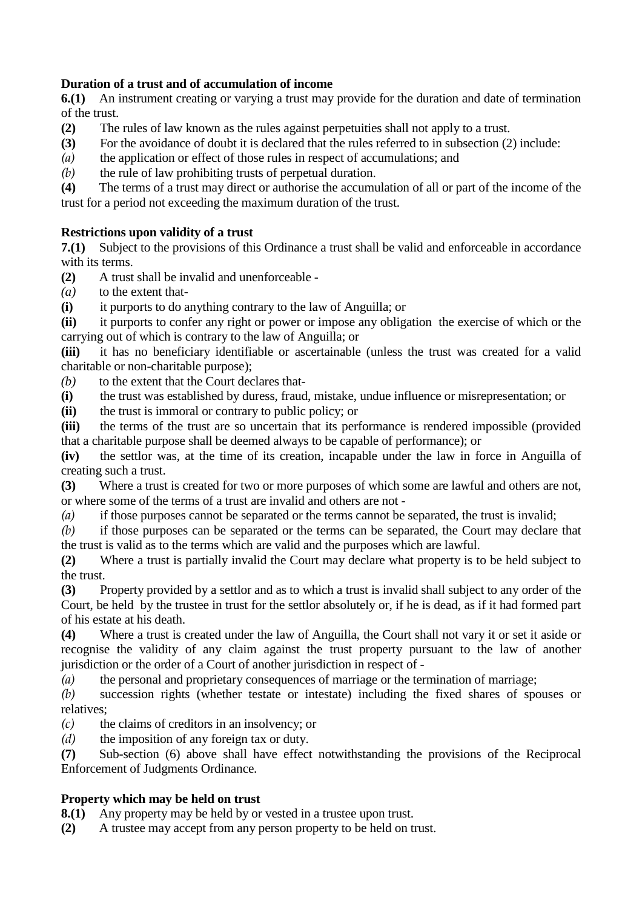**Duration of a trust and of accumulation of income**

**6.(1)** An instrument creating or varying a trust may provide for the duration and date of termination of the trust.

**(2)** The rules of law known as the rules against perpetuities shall not apply to a trust.

**(3)** For the avoidance of doubt it is declared that the rules referred to in subsection (2) include:

*(a)* the application or effect of those rules in respect of accumulations; and

*(b)* the rule of law prohibiting trusts of perpetual duration.

**(4)** The terms of a trust may direct or authorise the accumulation of all or part of the income of the trust for a period not exceeding the maximum duration of the trust.

**Restrictions upon validity of a trust**

**7.(1)** Subject to the provisions of this Ordinance a trust shall be valid and enforceable in accordance with its terms.

**(2)** A trust shall be invalid and unenforceable -

*(a)* to the extent that-

**(i)** it purports to do anything contrary to the law of Anguilla; or

**(ii)** it purports to confer any right or power or impose any obligation the exercise of which or the carrying out of which is contrary to the law of Anguilla; or

**(iii)** it has no beneficiary identifiable or ascertainable (unless the trust was created for a valid charitable or non-charitable purpose);

*(b)* to the extent that the Court declares that-

**(i)** the trust was established by duress, fraud, mistake, undue influence or misrepresentation; or

**(ii)** the trust is immoral or contrary to public policy; or

**(iii)** the terms of the trust are so uncertain that its performance is rendered impossible (provided that a charitable purpose shall be deemed always to be capable of performance); or

**(iv)** the settlor was, at the time of its creation, incapable under the law in force in Anguilla of creating such a trust.

**(3)** Where a trust is created for two or more purposes of which some are lawful and others are not, or where some of the terms of a trust are invalid and others are not -

*(a)* if those purposes cannot be separated or the terms cannot be separated, the trust is invalid;

*(b)* if those purposes can be separated or the terms can be separated, the Court may declare that the trust is valid as to the terms which are valid and the purposes which are lawful.

**(2)** Where a trust is partially invalid the Court may declare what property is to be held subject to the trust.

**(3)** Property provided by a settlor and as to which a trust is invalid shall subject to any order of the Court, be held by the trustee in trust for the settlor absolutely or, if he is dead, as if it had formed part of his estate at his death.

**(4)** Where a trust is created under the law of Anguilla, the Court shall not vary it or set it aside or recognise the validity of any claim against the trust property pursuant to the law of another jurisdiction or the order of a Court of another jurisdiction in respect of -

*(a)* the personal and proprietary consequences of marriage or the termination of marriage;

*(b)* succession rights (whether testate or intestate) including the fixed shares of spouses or relatives;

*(c)* the claims of creditors in an insolvency; or

*(d)* the imposition of any foreign tax or duty.

**(7)** Sub-section (6) above shall have effect notwithstanding the provisions of the Reciprocal Enforcement of Judgments Ordinance.

**Property which may be held on trust**

**8.(1)** Any property may be held by or vested in a trustee upon trust.

**(2)** A trustee may accept from any person property to be held on trust.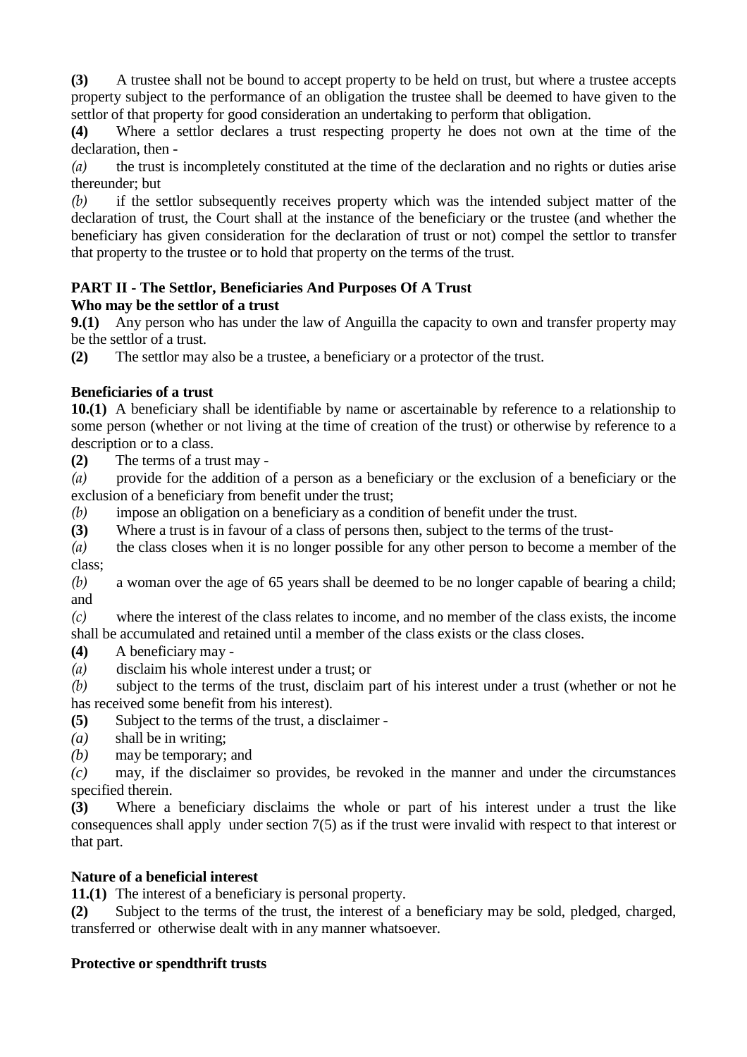**(3)** A trustee shall not be bound to accept property to be held on trust, but where a trustee accepts property subject to the performance of an obligation the trustee shall be deemed to have given to the settlor of that property for good consideration an undertaking to perform that obligation.

**(4)** Where a settlor declares a trust respecting property he does not own at the time of the declaration, then -

*(a)* the trust is incompletely constituted at the time of the declaration and no rights or duties arise thereunder; but

*(b)* if the settlor subsequently receives property which was the intended subject matter of the declaration of trust, the Court shall at the instance of the beneficiary or the trustee (and whether the beneficiary has given consideration for the declaration of trust or not) compel the settlor to transfer that property to the trustee or to hold that property on the terms of the trust.

## PART II - The Settlor, Beneficiaries And Purposes Of A Trust

**Who may be the settlor of a trust**

**9.(1)** Any person who has under the law of Anguilla the capacity to own and transfer property may be the settlor of a trust.

**(2)** The settlor may also be a trustee, a beneficiary or a protector of the trust.

**Beneficiaries of a trust**

**10.(1)** A beneficiary shall be identifiable by name or ascertainable by reference to a relationship to some person (whether or not living at the time of creation of the trust) or otherwise by reference to a description or to a class.

**(2)** The terms of a trust may -

*(a)* provide for the addition of a person as a beneficiary or the exclusion of a beneficiary or the exclusion of a beneficiary from benefit under the trust;

*(b)* impose an obligation on a beneficiary as a condition of benefit under the trust.

**(3)** Where a trust is in favour of a class of persons then, subject to the terms of the trust-

*(a)* the class closes when it is no longer possible for any other person to become a member of the class;

*(b)* a woman over the age of 65 years shall be deemed to be no longer capable of bearing a child; and

*(c)* where the interest of the class relates to income, and no member of the class exists, the income shall be accumulated and retained until a member of the class exists or the class closes.

**(4)** A beneficiary may -

*(a)* disclaim his whole interest under a trust; or

*(b)* subject to the terms of the trust, disclaim part of his interest under a trust (whether or not he has received some benefit from his interest).

**(5)** Subject to the terms of the trust, a disclaimer -

*(a)* shall be in writing;

*(b)* may be temporary; and

*(c)* may, if the disclaimer so provides, be revoked in the manner and under the circumstances specified therein.

**(3)** Where a beneficiary disclaims the whole or part of his interest under a trust the like consequences shall apply under section 7(5) as if the trust were invalid with respect to that interest or that part.

**Nature of a beneficial interest**

**11.(1)** The interest of a beneficiary is personal property.

**(2)** Subject to the terms of the trust, the interest of a beneficiary may be sold, pledged, charged, transferred or otherwise dealt with in any manner whatsoever.

**Protective or spendthrift trusts**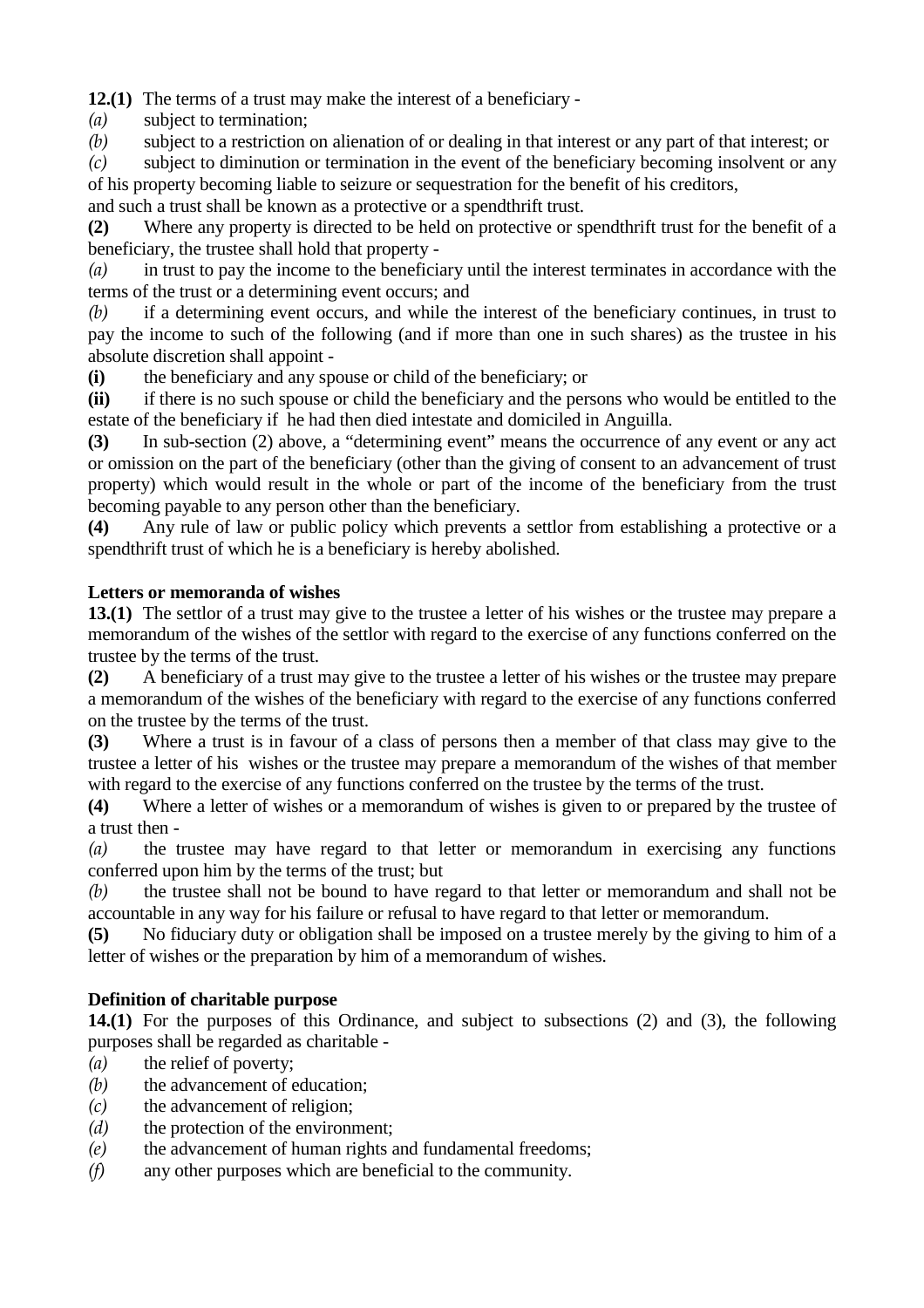**12.(1)** The terms of a trust may make the interest of a beneficiary -

*(a)* subject to termination;

*(b)* subject to a restriction on alienation of or dealing in that interest or any part of that interest; or

*(c)* subject to diminution or termination in the event of the beneficiary becoming insolvent or any of his property becoming liable to seizure or sequestration for the benefit of his creditors,

and such a trust shall be known as a protective or a spendthrift trust.

**(2)** Where any property is directed to be held on protective or spendthrift trust for the benefit of a beneficiary, the trustee shall hold that property -

*(a)* in trust to pay the income to the beneficiary until the interest terminates in accordance with the terms of the trust or a determining event occurs; and

*(b)* if a determining event occurs, and while the interest of the beneficiary continues, in trust to pay the income to such of the following (and if more than one in such shares) as the trustee in his absolute discretion shall appoint -

**(i)** the beneficiary and any spouse or child of the beneficiary; or

**(ii)** if there is no such spouse or child the beneficiary and the persons who would be entitled to the estate of the beneficiary if he had then died intestate and domiciled in Anguilla.

**(3)** In sub-section (2) above, a "determining event" means the occurrence of any event or any act or omission on the part of the beneficiary (other than the giving of consent to an advancement of trust property) which would result in the whole or part of the income of the beneficiary from the trust becoming payable to any person other than the beneficiary.

**(4)** Any rule of law or public policy which prevents a settlor from establishing a protective or a spendthrift trust of which he is a beneficiary is hereby abolished.

**Letters or memoranda of wishes**

**13.(1)** The settlor of a trust may give to the trustee a letter of his wishes or the trustee may prepare a memorandum of the wishes of the settlor with regard to the exercise of any functions conferred on the trustee by the terms of the trust.

**(2)** A beneficiary of a trust may give to the trustee a letter of his wishes or the trustee may prepare a memorandum of the wishes of the beneficiary with regard to the exercise of any functions conferred on the trustee by the terms of the trust.

**(3)** Where a trust is in favour of a class of persons then a member of that class may give to the trustee a letter of his wishes or the trustee may prepare a memorandum of the wishes of that member with regard to the exercise of any functions conferred on the trustee by the terms of the trust.

**(4)** Where a letter of wishes or a memorandum of wishes is given to or prepared by the trustee of a trust then -

*(a)* the trustee may have regard to that letter or memorandum in exercising any functions conferred upon him by the terms of the trust; but

*(b)* the trustee shall not be bound to have regard to that letter or memorandum and shall not be accountable in any way for his failure or refusal to have regard to that letter or memorandum.

**(5)** No fiduciary duty or obligation shall be imposed on a trustee merely by the giving to him of a letter of wishes or the preparation by him of a memorandum of wishes.

**Definition of charitable purpose**

**14.(1)** For the purposes of this Ordinance, and subject to subsections (2) and (3), the following purposes shall be regarded as charitable -

*(a)* the relief of poverty;

*(b)* the advancement of education;

*(c)* the advancement of religion;

*(d)* the protection of the environment;

*(e)* the advancement of human rights and fundamental freedoms;

*(f)* any other purposes which are beneficial to the community.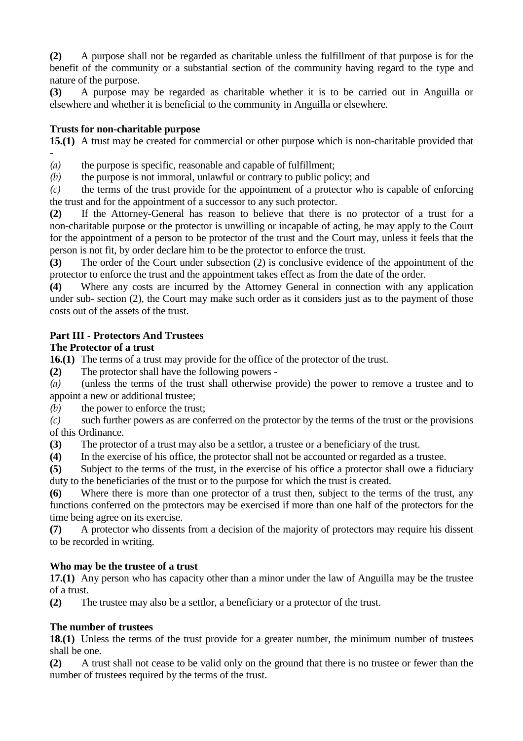**(2)** A purpose shall not be regarded as charitable unless the fulfillment of that purpose is for the benefit of the community or a substantial section of the community having regard to the type and nature of the purpose.

**(3)** A purpose may be regarded as charitable whether it is to be carried out in Anguilla or elsewhere and whether it is beneficial to the community in Anguilla or elsewhere.

**Trusts for non-charitable purpose**

**15.(1)** A trust may be created for commercial or other purpose which is non-charitable provided that -

*(a)* the purpose is specific, reasonable and capable of fulfillment;

*(b)* the purpose is not immoral, unlawful or contrary to public policy; and

*(c)* the terms of the trust provide for the appointment of a protector who is capable of enforcing the trust and for the appointment of a successor to any such protector.

**(2)** If the Attorney-General has reason to believe that there is no protector of a trust for a non-charitable purpose or the protector is unwilling or incapable of acting, he may apply to the Court for the appointment of a person to be protector of the trust and the Court may, unless it feels that the person is not fit, by order declare him to be the protector to enforce the trust.

**(3)** The order of the Court under subsection (2) is conclusive evidence of the appointment of the protector to enforce the trust and the appointment takes effect as from the date of the order.

**(4)** Where any costs are incurred by the Attorney General in connection with any application under sub- section (2), the Court may make such order as it considers just as to the payment of those costs out of the assets of the trust.

## Part III - Protectors And Trustees

**The Protector of a trust**

**16.(1)** The terms of a trust may provide for the office of the protector of the trust.

**(2)** The protector shall have the following powers -

*(a)* (unless the terms of the trust shall otherwise provide) the power to remove a trustee and to appoint a new or additional trustee;

*(b)* the power to enforce the trust;

*(c)* such further powers as are conferred on the protector by the terms of the trust or the provisions of this Ordinance.

**(3)** The protector of a trust may also be a settlor, a trustee or a beneficiary of the trust.

**(4)** In the exercise of his office, the protector shall not be accounted or regarded as a trustee.

**(5)** Subject to the terms of the trust, in the exercise of his office a protector shall owe a fiduciary duty to the beneficiaries of the trust or to the purpose for which the trust is created.

**(6)** Where there is more than one protector of a trust then, subject to the terms of the trust, any functions conferred on the protectors may be exercised if more than one half of the protectors for the time being agree on its exercise.

**(7)** A protector who dissents from a decision of the majority of protectors may require his dissent to be recorded in writing.

**Who may be the trustee of a trust**

**17.(1)** Any person who has capacity other than a minor under the law of Anguilla may be the trustee of a trust.

**(2)** The trustee may also be a settlor, a beneficiary or a protector of the trust.

**The number of trustees**

**18.(1)** Unless the terms of the trust provide for a greater number, the minimum number of trustees shall be one.

**(2)** A trust shall not cease to be valid only on the ground that there is no trustee or fewer than the number of trustees required by the terms of the trust.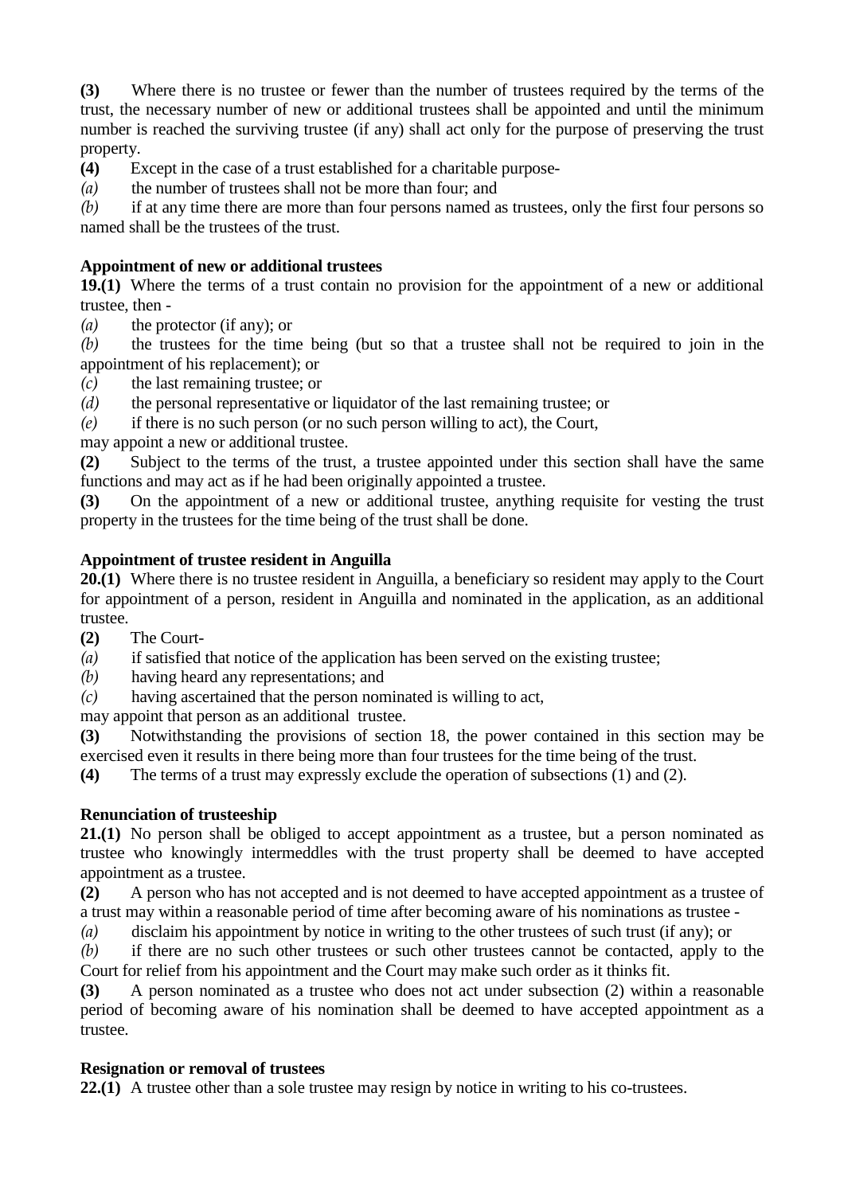**(3)** Where there is no trustee or fewer than the number of trustees required by the terms of the trust, the necessary number of new or additional trustees shall be appointed and until the minimum number is reached the surviving trustee (if any) shall act only for the purpose of preserving the trust property.

**(4)** Except in the case of a trust established for a charitable purpose-

*(a)* the number of trustees shall not be more than four; and

*(b)* if at any time there are more than four persons named as trustees, only the first four persons so named shall be the trustees of the trust.

**Appointment of new or additional trustees**

**19.(1)** Where the terms of a trust contain no provision for the appointment of a new or additional trustee, then -

*(a)* the protector (if any); or

*(b)* the trustees for the time being (but so that a trustee shall not be required to join in the appointment of his replacement); or

*(c)* the last remaining trustee; or

*(d)* the personal representative or liquidator of the last remaining trustee; or

*(e)* if there is no such person (or no such person willing to act), the Court,

may appoint a new or additional trustee.

**(2)** Subject to the terms of the trust, a trustee appointed under this section shall have the same functions and may act as if he had been originally appointed a trustee.

**(3)** On the appointment of a new or additional trustee, anything requisite for vesting the trust property in the trustees for the time being of the trust shall be done.

**Appointment of trustee resident in Anguilla**

**20.(1)** Where there is no trustee resident in Anguilla, a beneficiary so resident may apply to the Court for appointment of a person, resident in Anguilla and nominated in the application, as an additional trustee.

**(2)** The Court-

*(a)* if satisfied that notice of the application has been served on the existing trustee;

*(b)* having heard any representations; and

*(c)* having ascertained that the person nominated is willing to act,

may appoint that person as an additional trustee.

**(3)** Notwithstanding the provisions of section 18, the power contained in this section may be exercised even it results in there being more than four trustees for the time being of the trust.

**(4)** The terms of a trust may expressly exclude the operation of subsections (1) and (2).

**Renunciation of trusteeship**

**21.(1)** No person shall be obliged to accept appointment as a trustee, but a person nominated as trustee who knowingly intermeddles with the trust property shall be deemed to have accepted appointment as a trustee.

**(2)** A person who has not accepted and is not deemed to have accepted appointment as a trustee of a trust may within a reasonable period of time after becoming aware of his nominations as trustee -

*(a)* disclaim his appointment by notice in writing to the other trustees of such trust (if any); or

*(b)* if there are no such other trustees or such other trustees cannot be contacted, apply to the Court for relief from his appointment and the Court may make such order as it thinks fit.

**(3)** A person nominated as a trustee who does not act under subsection (2) within a reasonable period of becoming aware of his nomination shall be deemed to have accepted appointment as a trustee.

**Resignation or removal of trustees**

**22.(1)** A trustee other than a sole trustee may resign by notice in writing to his co-trustees.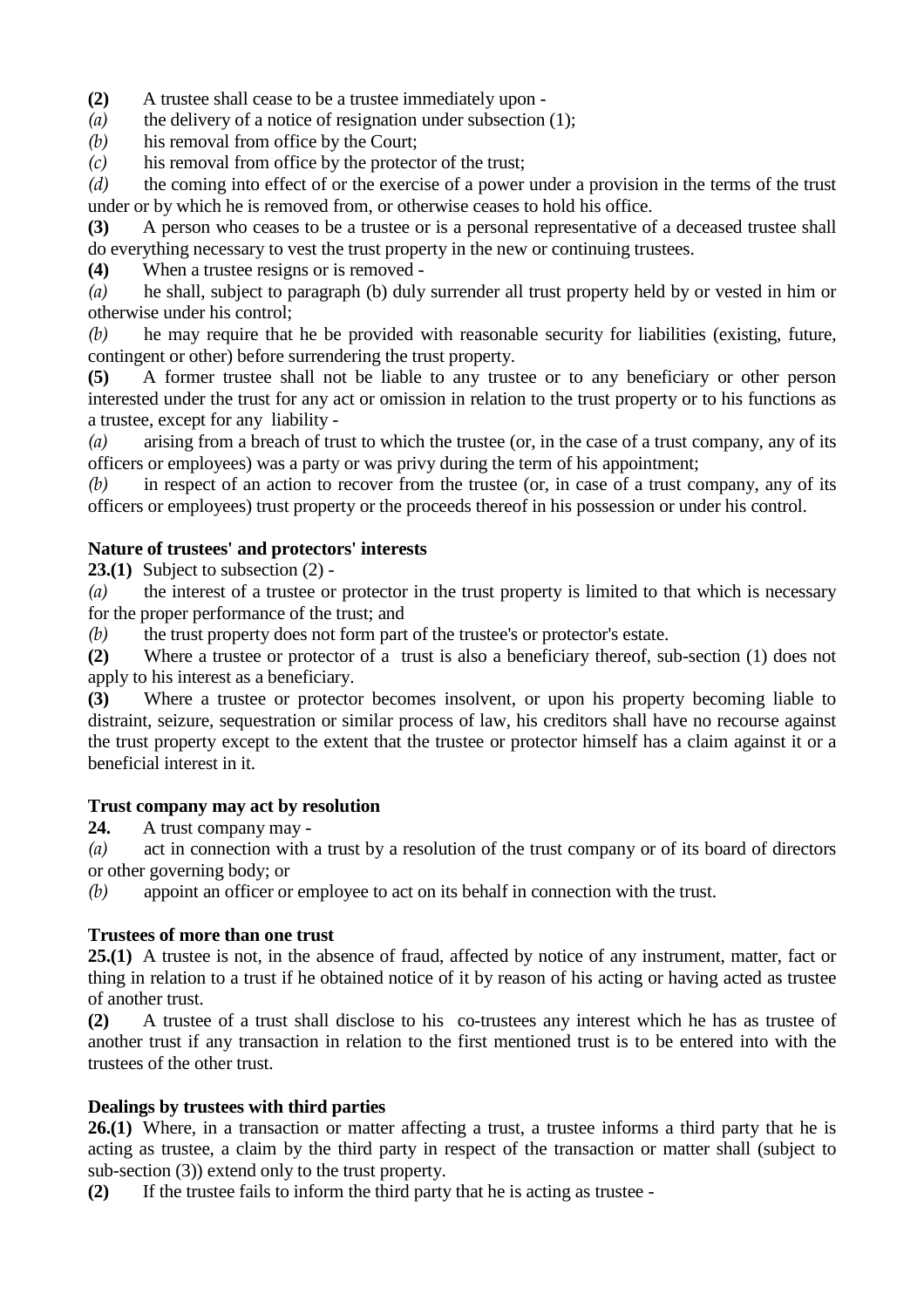**(2)** A trustee shall cease to be a trustee immediately upon -

*(a)* the delivery of a notice of resignation under subsection (1);

*(b)* his removal from office by the Court;

*(c)* his removal from office by the protector of the trust;

*(d)* the coming into effect of or the exercise of a power under a provision in the terms of the trust under or by which he is removed from, or otherwise ceases to hold his office.

**(3)** A person who ceases to be a trustee or is a personal representative of a deceased trustee shall do everything necessary to vest the trust property in the new or continuing trustees.

**(4)** When a trustee resigns or is removed -

*(a)* he shall, subject to paragraph (b) duly surrender all trust property held by or vested in him or otherwise under his control;

*(b)* he may require that he be provided with reasonable security for liabilities (existing, future, contingent or other) before surrendering the trust property.

**(5)** A former trustee shall not be liable to any trustee or to any beneficiary or other person interested under the trust for any act or omission in relation to the trust property or to his functions as a trustee, except for any liability -

*(a)* arising from a breach of trust to which the trustee (or, in the case of a trust company, any of its officers or employees) was a party or was privy during the term of his appointment;

*(b)* in respect of an action to recover from the trustee (or, in case of a trust company, any of its officers or employees) trust property or the proceeds thereof in his possession or under his control.

**Nature of trustees' and protectors' interests**

**23.(1)** Subject to subsection (2) -

*(a)* the interest of a trustee or protector in the trust property is limited to that which is necessary for the proper performance of the trust; and

*(b)* the trust property does not form part of the trustee's or protector's estate.

**(2)** Where a trustee or protector of a trust is also a beneficiary thereof, sub-section (1) does not apply to his interest as a beneficiary.

**(3)** Where a trustee or protector becomes insolvent, or upon his property becoming liable to distraint, seizure, sequestration or similar process of law, his creditors shall have no recourse against the trust property except to the extent that the trustee or protector himself has a claim against it or a beneficial interest in it.

**Trust company may act by resolution**

**24.** A trust company may -

*(a)* act in connection with a trust by a resolution of the trust company or of its board of directors or other governing body; or

*(b)* appoint an officer or employee to act on its behalf in connection with the trust.

**Trustees of more than one trust**

**25.(1)** A trustee is not, in the absence of fraud, affected by notice of any instrument, matter, fact or thing in relation to a trust if he obtained notice of it by reason of his acting or having acted as trustee of another trust.

**(2)** A trustee of a trust shall disclose to his co-trustees any interest which he has as trustee of another trust if any transaction in relation to the first mentioned trust is to be entered into with the trustees of the other trust.

**Dealings by trustees with third parties**

**26.(1)** Where, in a transaction or matter affecting a trust, a trustee informs a third party that he is acting as trustee, a claim by the third party in respect of the transaction or matter shall (subject to sub-section (3)) extend only to the trust property.

**(2)** If the trustee fails to inform the third party that he is acting as trustee -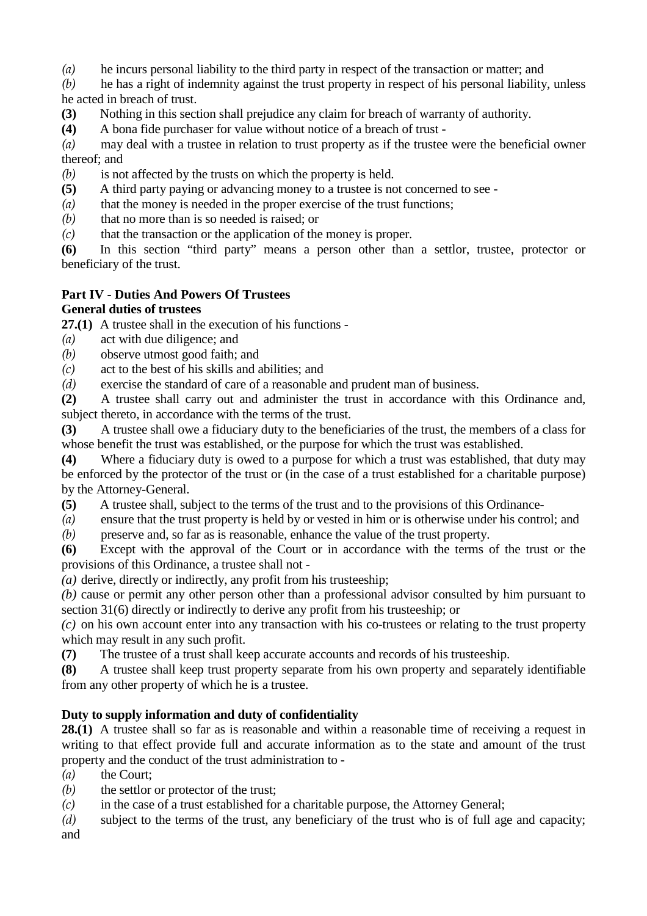*(a)* he incurs personal liability to the third party in respect of the transaction or matter; and

*(b)* he has a right of indemnity against the trust property in respect of his personal liability, unless he acted in breach of trust.

**(3)** Nothing in this section shall prejudice any claim for breach of warranty of authority.

**(4)** A bona fide purchaser for value without notice of a breach of trust -

*(a)* may deal with a trustee in relation to trust property as if the trustee were the beneficial owner thereof; and

*(b)* is not affected by the trusts on which the property is held.

**(5)** A third party paying or advancing money to a trustee is not concerned to see -

*(a)* that the money is needed in the proper exercise of the trust functions;

*(b)* that no more than is so needed is raised; or

*(c)* that the transaction or the application of the money is proper.

**(6)** In this section "third party" means a person other than a settlor, trustee, protector or beneficiary of the trust.

## Part IV - Duties And Powers Of Trustees

### General duties of trustees

**27.(1)** A trustee shall in the execution of his functions -

*(a)* act with due diligence; and

*(b)* observe utmost good faith; and

*(c)* act to the best of his skills and abilities; and

*(d)* exercise the standard of care of a reasonable and prudent man of business.

**(2)** A trustee shall carry out and administer the trust in accordance with this Ordinance and, subject thereto, in accordance with the terms of the trust.

**(3)** A trustee shall owe a fiduciary duty to the beneficiaries of the trust, the members of a class for whose benefit the trust was established, or the purpose for which the trust was established.

**(4)** Where a fiduciary duty is owed to a purpose for which a trust was established, that duty may be enforced by the protector of the trust or (in the case of a trust established for a charitable purpose) by the Attorney-General.

**(5)** A trustee shall, subject to the terms of the trust and to the provisions of this Ordinance-

*(a)* ensure that the trust property is held by or vested in him or is otherwise under his control; and

*(b)* preserve and, so far as is reasonable, enhance the value of the trust property.

**(6)** Except with the approval of the Court or in accordance with the terms of the trust or the provisions of this Ordinance, a trustee shall not -

*(a)* derive, directly or indirectly, any profit from his trusteeship;

*(b)* cause or permit any other person other than a professional advisor consulted by him pursuant to section 31(6) directly or indirectly to derive any profit from his trusteeship; or

*(c)* on his own account enter into any transaction with his co-trustees or relating to the trust property which may result in any such profit.

**(7)** The trustee of a trust shall keep accurate accounts and records of his trusteeship.

**(8)** A trustee shall keep trust property separate from his own property and separately identifiable from any other property of which he is a trustee.

### Duty to supply information and duty of confidentiality

**28.(1)** A trustee shall so far as is reasonable and within a reasonable time of receiving a request in writing to that effect provide full and accurate information as to the state and amount of the trust property and the conduct of the trust administration to -

*(a)* the Court;

*(b)* the settlor or protector of the trust;

*(c)* in the case of a trust established for a charitable purpose, the Attorney General;

*(d)* subject to the terms of the trust, any beneficiary of the trust who is of full age and capacity; and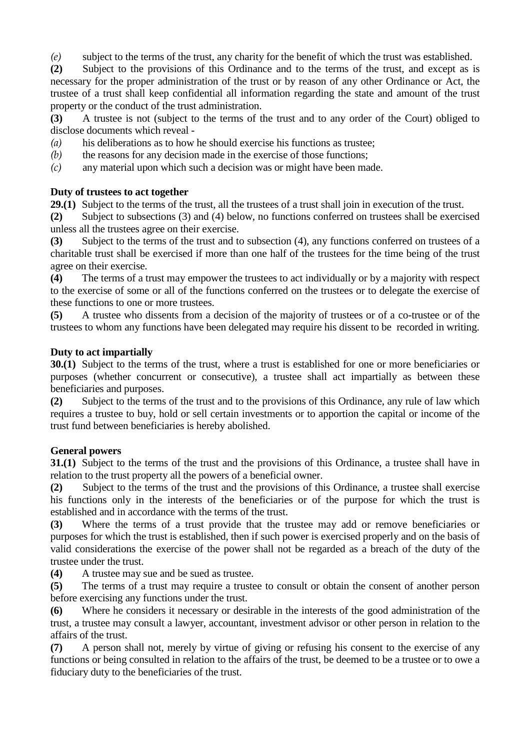*(e)* subject to the terms of the trust, any charity for the benefit of which the trust was established.

**(2)** Subject to the provisions of this Ordinance and to the terms of the trust, and except as is necessary for the proper administration of the trust or by reason of any other Ordinance or Act, the trustee of a trust shall keep confidential all information regarding the state and amount of the trust property or the conduct of the trust administration.

**(3)** A trustee is not (subject to the terms of the trust and to any order of the Court) obliged to disclose documents which reveal -

*(a)* his deliberations as to how he should exercise his functions as trustee;

*(b)* the reasons for any decision made in the exercise of those functions;

*(c)* any material upon which such a decision was or might have been made.

**Duty of trustees to act together**

**29.(1)** Subject to the terms of the trust, all the trustees of a trust shall join in execution of the trust.

**(2)** Subject to subsections (3) and (4) below, no functions conferred on trustees shall be exercised unless all the trustees agree on their exercise.

**(3)** Subject to the terms of the trust and to subsection (4), any functions conferred on trustees of a charitable trust shall be exercised if more than one half of the trustees for the time being of the trust agree on their exercise.

**(4)** The terms of a trust may empower the trustees to act individually or by a majority with respect to the exercise of some or all of the functions conferred on the trustees or to delegate the exercise of these functions to one or more trustees.

**(5)** A trustee who dissents from a decision of the majority of trustees or of a co-trustee or of the trustees to whom any functions have been delegated may require his dissent to be recorded in writing.

**Duty to act impartially**

**30.(1)** Subject to the terms of the trust, where a trust is established for one or more beneficiaries or purposes (whether concurrent or consecutive), a trustee shall act impartially as between these beneficiaries and purposes.

**(2)** Subject to the terms of the trust and to the provisions of this Ordinance, any rule of law which requires a trustee to buy, hold or sell certain investments or to apportion the capital or income of the trust fund between beneficiaries is hereby abolished.

**General powers**

**31.(1)** Subject to the terms of the trust and the provisions of this Ordinance, a trustee shall have in relation to the trust property all the powers of a beneficial owner.

**(2)** Subject to the terms of the trust and the provisions of this Ordinance, a trustee shall exercise his functions only in the interests of the beneficiaries or of the purpose for which the trust is established and in accordance with the terms of the trust.

**(3)** Where the terms of a trust provide that the trustee may add or remove beneficiaries or purposes for which the trust is established, then if such power is exercised properly and on the basis of valid considerations the exercise of the power shall not be regarded as a breach of the duty of the trustee under the trust.

**(4)** A trustee may sue and be sued as trustee.

**(5)** The terms of a trust may require a trustee to consult or obtain the consent of another person before exercising any functions under the trust.

**(6)** Where he considers it necessary or desirable in the interests of the good administration of the trust, a trustee may consult a lawyer, accountant, investment advisor or other person in relation to the affairs of the trust.

**(7)** A person shall not, merely by virtue of giving or refusing his consent to the exercise of any functions or being consulted in relation to the affairs of the trust, be deemed to be a trustee or to owe a fiduciary duty to the beneficiaries of the trust.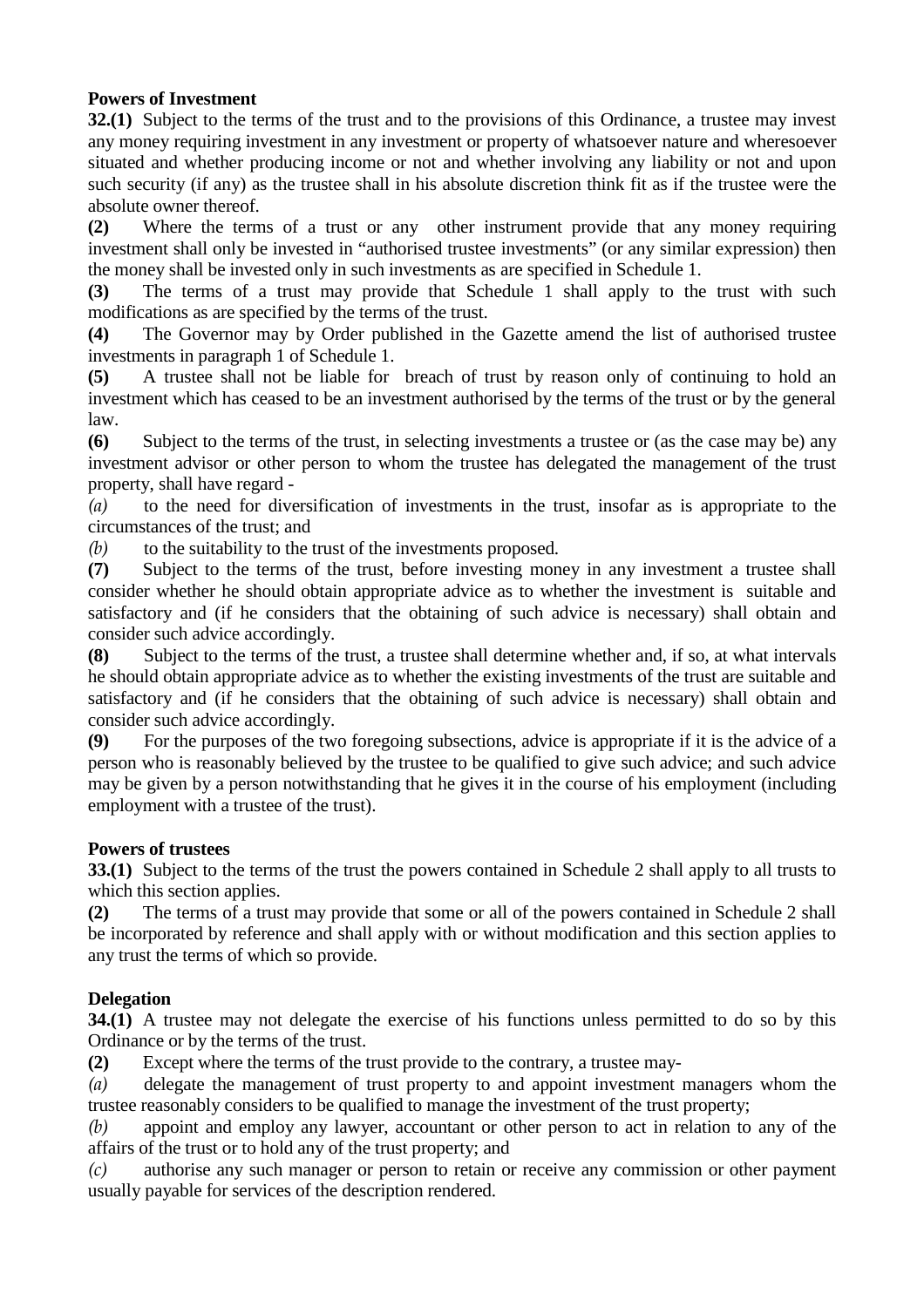**Powers of Investment**

**32.(1)** Subject to the terms of the trust and to the provisions of this Ordinance, a trustee may invest any money requiring investment in any investment or property of whatsoever nature and wheresoever situated and whether producing income or not and whether involving any liability or not and upon such security (if any) as the trustee shall in his absolute discretion think fit as if the trustee were the absolute owner thereof.

**(2)** Where the terms of a trust or any other instrument provide that any money requiring investment shall only be invested in "authorised trustee investments" (or any similar expression) then the money shall be invested only in such investments as are specified in Schedule 1.

**(3)** The terms of a trust may provide that Schedule 1 shall apply to the trust with such modifications as are specified by the terms of the trust.

**(4)** The Governor may by Order published in the Gazette amend the list of authorised trustee investments in paragraph 1 of Schedule 1.

**(5)** A trustee shall not be liable for breach of trust by reason only of continuing to hold an investment which has ceased to be an investment authorised by the terms of the trust or by the general law.

**(6)** Subject to the terms of the trust, in selecting investments a trustee or (as the case may be) any investment advisor or other person to whom the trustee has delegated the management of the trust property, shall have regard -

*(a)* to the need for diversification of investments in the trust, insofar as is appropriate to the circumstances of the trust; and

*(b)* to the suitability to the trust of the investments proposed.

**(7)** Subject to the terms of the trust, before investing money in any investment a trustee shall consider whether he should obtain appropriate advice as to whether the investment is suitable and satisfactory and (if he considers that the obtaining of such advice is necessary) shall obtain and consider such advice accordingly.

**(8)** Subject to the terms of the trust, a trustee shall determine whether and, if so, at what intervals he should obtain appropriate advice as to whether the existing investments of the trust are suitable and satisfactory and (if he considers that the obtaining of such advice is necessary) shall obtain and consider such advice accordingly.

**(9)** For the purposes of the two foregoing subsections, advice is appropriate if it is the advice of a person who is reasonably believed by the trustee to be qualified to give such advice; and such advice may be given by a person notwithstanding that he gives it in the course of his employment (including employment with a trustee of the trust).

**Powers of trustees**

**33.(1)** Subject to the terms of the trust the powers contained in Schedule 2 shall apply to all trusts to which this section applies.

**(2)** The terms of a trust may provide that some or all of the powers contained in Schedule 2 shall be incorporated by reference and shall apply with or without modification and this section applies to any trust the terms of which so provide.

**Delegation**

**34.(1)** A trustee may not delegate the exercise of his functions unless permitted to do so by this Ordinance or by the terms of the trust.

**(2)** Except where the terms of the trust provide to the contrary, a trustee may-

*(a)* delegate the management of trust property to and appoint investment managers whom the trustee reasonably considers to be qualified to manage the investment of the trust property;

*(b)* appoint and employ any lawyer, accountant or other person to act in relation to any of the affairs of the trust or to hold any of the trust property; and

*(c)* authorise any such manager or person to retain or receive any commission or other payment usually payable for services of the description rendered.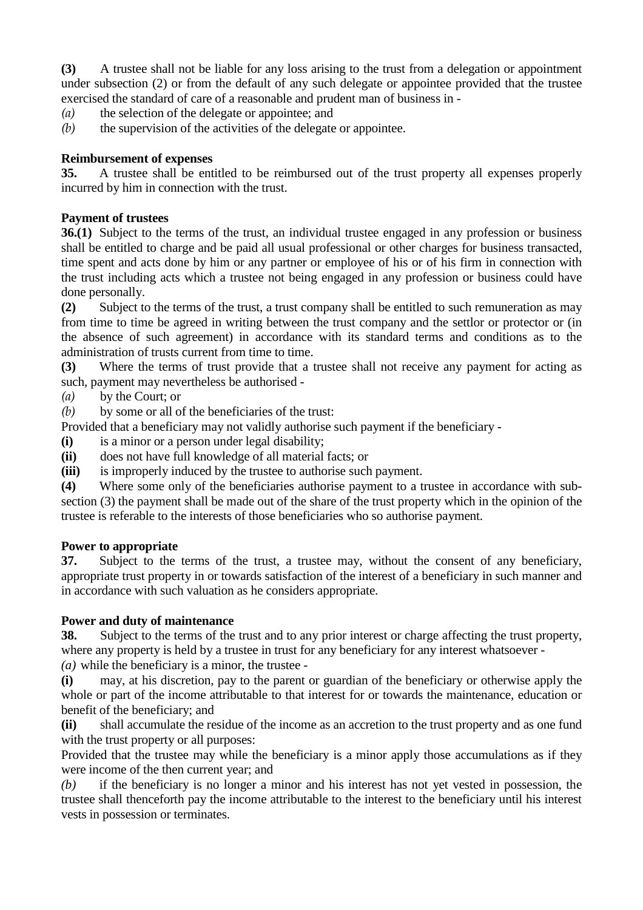**(3)** A trustee shall not be liable for any loss arising to the trust from a delegation or appointment under subsection (2) or from the default of any such delegate or appointee provided that the trustee exercised the standard of care of a reasonable and prudent man of business in -

*(a)* the selection of the delegate or appointee; and

*(b)* the supervision of the activities of the delegate or appointee.

**Reimbursement of expenses**

**35.** A trustee shall be entitled to be reimbursed out of the trust property all expenses properly incurred by him in connection with the trust.

**Payment of trustees**

**36.(1)** Subject to the terms of the trust, an individual trustee engaged in any profession or business shall be entitled to charge and be paid all usual professional or other charges for business transacted, time spent and acts done by him or any partner or employee of his or of his firm in connection with the trust including acts which a trustee not being engaged in any profession or business could have done personally.

**(2)** Subject to the terms of the trust, a trust company shall be entitled to such remuneration as may from time to time be agreed in writing between the trust company and the settlor or protector or (in the absence of such agreement) in accordance with its standard terms and conditions as to the administration of trusts current from time to time.

**(3)** Where the terms of trust provide that a trustee shall not receive any payment for acting as such, payment may nevertheless be authorised -

*(a)* by the Court; or

*(b)* by some or all of the beneficiaries of the trust:

Provided that a beneficiary may not validly authorise such payment if the beneficiary -

**(i)** is a minor or a person under legal disability;

**(ii)** does not have full knowledge of all material facts; or

**(iii)** is improperly induced by the trustee to authorise such payment.

**(4)** Where some only of the beneficiaries authorise payment to a trustee in accordance with sub-section (3) the payment shall be made out of the share of the trust property which in the opinion of the trustee is referable to the interests of those beneficiaries who so authorise payment.

**Power to appropriate**

**37.** Subject to the terms of the trust, a trustee may, without the consent of any beneficiary, appropriate trust property in or towards satisfaction of the interest of a beneficiary in such manner and in accordance with such valuation as he considers appropriate.

**Power and duty of maintenance**

**38.** Subject to the terms of the trust and to any prior interest or charge affecting the trust property, where any property is held by a trustee in trust for any beneficiary for any interest whatsoever -

*(a)* while the beneficiary is a minor, the trustee -

**(i)** may, at his discretion, pay to the parent or guardian of the beneficiary or otherwise apply the whole or part of the income attributable to that interest for or towards the maintenance, education or benefit of the beneficiary; and

**(ii)** shall accumulate the residue of the income as an accretion to the trust property and as one fund with the trust property or all purposes:

Provided that the trustee may while the beneficiary is a minor apply those accumulations as if they were income of the then current year; and

*(b)* if the beneficiary is no longer a minor and his interest has not yet vested in possession, the trustee shall thenceforth pay the income attributable to the interest to the beneficiary until his interest vests in possession or terminates.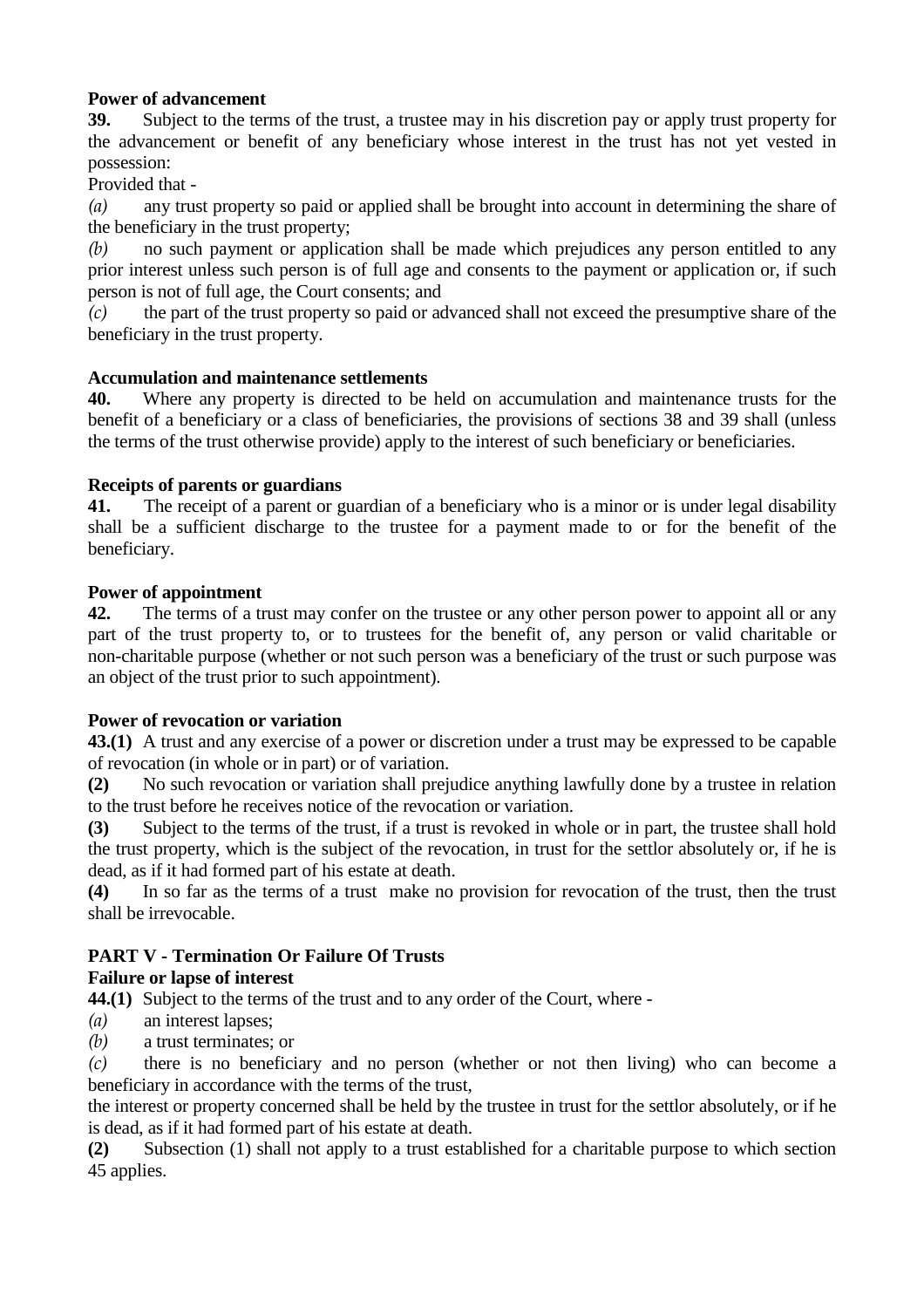**Power of advancement**

**39.** Subject to the terms of the trust, a trustee may in his discretion pay or apply trust property for the advancement or benefit of any beneficiary whose interest in the trust has not yet vested in possession:

Provided that -

*(a)* any trust property so paid or applied shall be brought into account in determining the share of the beneficiary in the trust property;

*(b)* no such payment or application shall be made which prejudices any person entitled to any prior interest unless such person is of full age and consents to the payment or application or, if such person is not of full age, the Court consents; and

*(c)* the part of the trust property so paid or advanced shall not exceed the presumptive share of the beneficiary in the trust property.

**Accumulation and maintenance settlements**

**40.** Where any property is directed to be held on accumulation and maintenance trusts for the benefit of a beneficiary or a class of beneficiaries, the provisions of sections 38 and 39 shall (unless the terms of the trust otherwise provide) apply to the interest of such beneficiary or beneficiaries.

**Receipts of parents or guardians**

**41.** The receipt of a parent or guardian of a beneficiary who is a minor or is under legal disability shall be a sufficient discharge to the trustee for a payment made to or for the benefit of the beneficiary.

**Power of appointment**

**42.** The terms of a trust may confer on the trustee or any other person power to appoint all or any part of the trust property to, or to trustees for the benefit of, any person or valid charitable or non-charitable purpose (whether or not such person was a beneficiary of the trust or such purpose was an object of the trust prior to such appointment).

**Power of revocation or variation**

**43.(1)** A trust and any exercise of a power or discretion under a trust may be expressed to be capable of revocation (in whole or in part) or of variation.

**(2)** No such revocation or variation shall prejudice anything lawfully done by a trustee in relation to the trust before he receives notice of the revocation or variation.

**(3)** Subject to the terms of the trust, if a trust is revoked in whole or in part, the trustee shall hold the trust property, which is the subject of the revocation, in trust for the settlor absolutely or, if he is dead, as if it had formed part of his estate at death.

**(4)** In so far as the terms of a trust make no provision for revocation of the trust, then the trust shall be irrevocable.

## PART V - Termination Or Failure Of Trusts

**Failure or lapse of interest**

**44.(1)** Subject to the terms of the trust and to any order of the Court, where -

*(a)* an interest lapses;

*(b)* a trust terminates; or

*(c)* there is no beneficiary and no person (whether or not then living) who can become a beneficiary in accordance with the terms of the trust,

the interest or property concerned shall be held by the trustee in trust for the settlor absolutely, or if he is dead, as if it had formed part of his estate at death.

**(2)** Subsection (1) shall not apply to a trust established for a charitable purpose to which section 45 applies.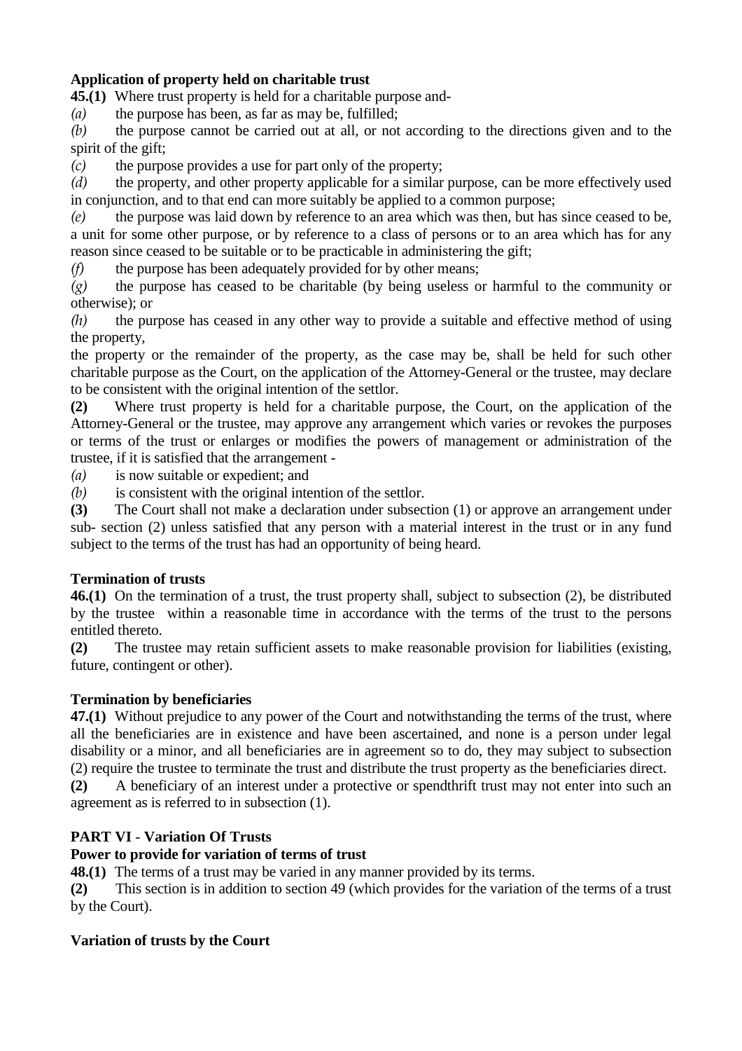**Application of property held on charitable trust**

**45.(1)** Where trust property is held for a charitable purpose and-

*(a)* the purpose has been, as far as may be, fulfilled;

*(b)* the purpose cannot be carried out at all, or not according to the directions given and to the spirit of the gift;

*(c)* the purpose provides a use for part only of the property;

*(d)* the property, and other property applicable for a similar purpose, can be more effectively used in conjunction, and to that end can more suitably be applied to a common purpose;

*(e)* the purpose was laid down by reference to an area which was then, but has since ceased to be, a unit for some other purpose, or by reference to a class of persons or to an area which has for any reason since ceased to be suitable or to be practicable in administering the gift;

*(f)* the purpose has been adequately provided for by other means;

*(g)* the purpose has ceased to be charitable (by being useless or harmful to the community or otherwise); or

*(h)* the purpose has ceased in any other way to provide a suitable and effective method of using the property,

the property or the remainder of the property, as the case may be, shall be held for such other charitable purpose as the Court, on the application of the Attorney-General or the trustee, may declare to be consistent with the original intention of the settlor.

**(2)** Where trust property is held for a charitable purpose, the Court, on the application of the Attorney-General or the trustee, may approve any arrangement which varies or revokes the purposes or terms of the trust or enlarges or modifies the powers of management or administration of the trustee, if it is satisfied that the arrangement -

*(a)* is now suitable or expedient; and

*(b)* is consistent with the original intention of the settlor.

**(3)** The Court shall not make a declaration under subsection (1) or approve an arrangement under sub- section (2) unless satisfied that any person with a material interest in the trust or in any fund subject to the terms of the trust has had an opportunity of being heard.

**Termination of trusts**

**46.(1)** On the termination of a trust, the trust property shall, subject to subsection (2), be distributed by the trustee within a reasonable time in accordance with the terms of the trust to the persons entitled thereto.

**(2)** The trustee may retain sufficient assets to make reasonable provision for liabilities (existing, future, contingent or other).

**Termination by beneficiaries**

**47.(1)** Without prejudice to any power of the Court and notwithstanding the terms of the trust, where all the beneficiaries are in existence and have been ascertained, and none is a person under legal disability or a minor, and all beneficiaries are in agreement so to do, they may subject to subsection (2) require the trustee to terminate the trust and distribute the trust property as the beneficiaries direct.

**(2)** A beneficiary of an interest under a protective or spendthrift trust may not enter into such an agreement as is referred to in subsection (1).

## PART VI - Variation Of Trusts

**Power to provide for variation of terms of trust**

**48.(1)** The terms of a trust may be varied in any manner provided by its terms.

**(2)** This section is in addition to section 49 (which provides for the variation of the terms of a trust by the Court).

**Variation of trusts by the Court**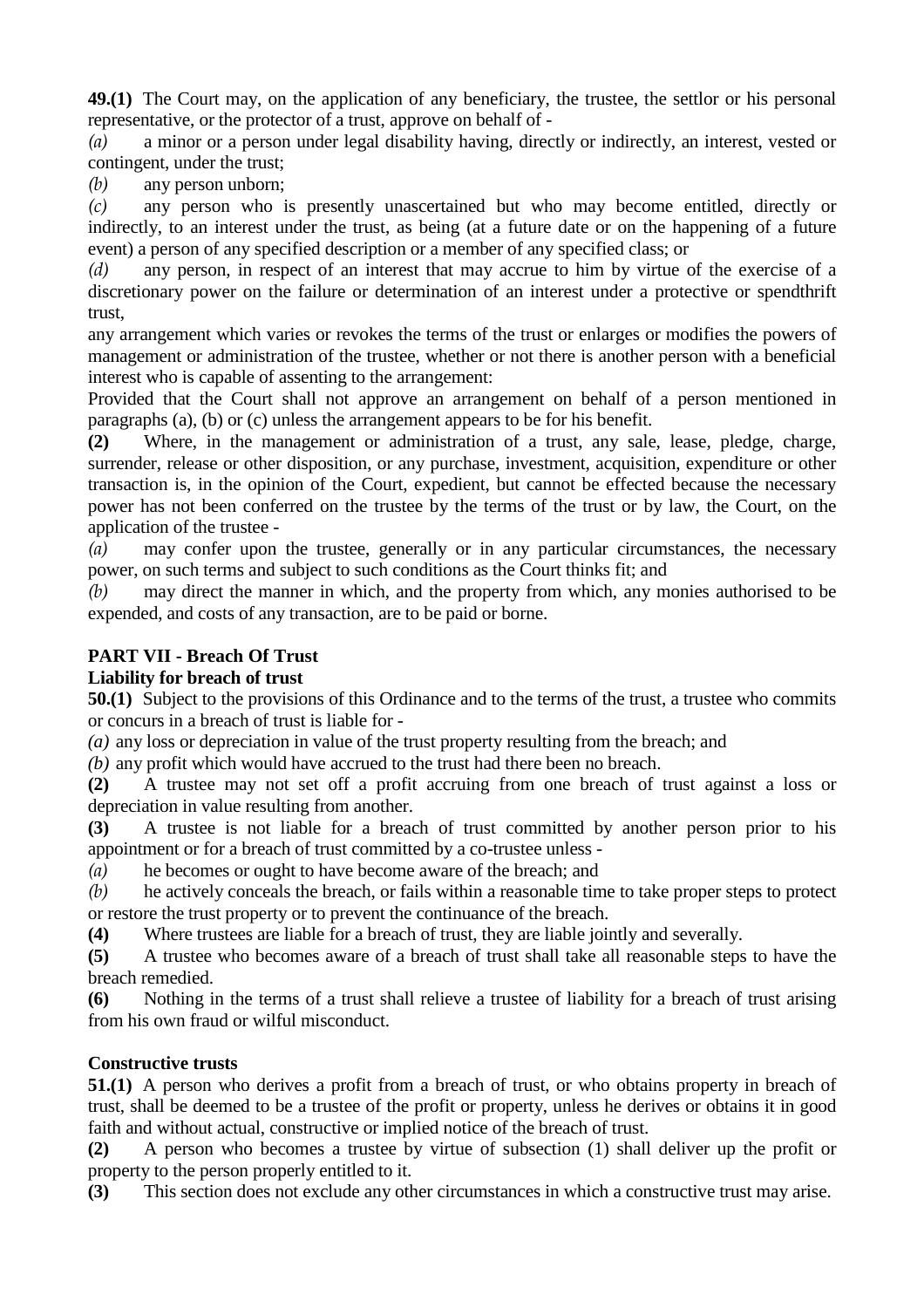**49.(1)** The Court may, on the application of any beneficiary, the trustee, the settlor or his personal representative, or the protector of a trust, approve on behalf of -

*(a)* a minor or a person under legal disability having, directly or indirectly, an interest, vested or contingent, under the trust;

*(b)* any person unborn;

*(c)* any person who is presently unascertained but who may become entitled, directly or indirectly, to an interest under the trust, as being (at a future date or on the happening of a future event) a person of any specified description or a member of any specified class; or

*(d)* any person, in respect of an interest that may accrue to him by virtue of the exercise of a discretionary power on the failure or determination of an interest under a protective or spendthrift trust,

any arrangement which varies or revokes the terms of the trust or enlarges or modifies the powers of management or administration of the trustee, whether or not there is another person with a beneficial interest who is capable of assenting to the arrangement:

Provided that the Court shall not approve an arrangement on behalf of a person mentioned in paragraphs (a), (b) or (c) unless the arrangement appears to be for his benefit.

**(2)** Where, in the management or administration of a trust, any sale, lease, pledge, charge, surrender, release or other disposition, or any purchase, investment, acquisition, expenditure or other transaction is, in the opinion of the Court, expedient, but cannot be effected because the necessary power has not been conferred on the trustee by the terms of the trust or by law, the Court, on the application of the trustee -

*(a)* may confer upon the trustee, generally or in any particular circumstances, the necessary power, on such terms and subject to such conditions as the Court thinks fit; and

*(b)* may direct the manner in which, and the property from which, any monies authorised to be expended, and costs of any transaction, are to be paid or borne.

## PART VII - Breach Of Trust

### Liability for breach of trust

**50.(1)** Subject to the provisions of this Ordinance and to the terms of the trust, a trustee who commits or concurs in a breach of trust is liable for -

*(a)* any loss or depreciation in value of the trust property resulting from the breach; and

*(b)* any profit which would have accrued to the trust had there been no breach.

**(2)** A trustee may not set off a profit accruing from one breach of trust against a loss or depreciation in value resulting from another.

**(3)** A trustee is not liable for a breach of trust committed by another person prior to his appointment or for a breach of trust committed by a co-trustee unless -

*(a)* he becomes or ought to have become aware of the breach; and

*(b)* he actively conceals the breach, or fails within a reasonable time to take proper steps to protect or restore the trust property or to prevent the continuance of the breach.

**(4)** Where trustees are liable for a breach of trust, they are liable jointly and severally.

**(5)** A trustee who becomes aware of a breach of trust shall take all reasonable steps to have the breach remedied.

**(6)** Nothing in the terms of a trust shall relieve a trustee of liability for a breach of trust arising from his own fraud or wilful misconduct.

### Constructive trusts

**51.(1)** A person who derives a profit from a breach of trust, or who obtains property in breach of trust, shall be deemed to be a trustee of the profit or property, unless he derives or obtains it in good faith and without actual, constructive or implied notice of the breach of trust.

**(2)** A person who becomes a trustee by virtue of subsection (1) shall deliver up the profit or property to the person properly entitled to it.

**(3)** This section does not exclude any other circumstances in which a constructive trust may arise.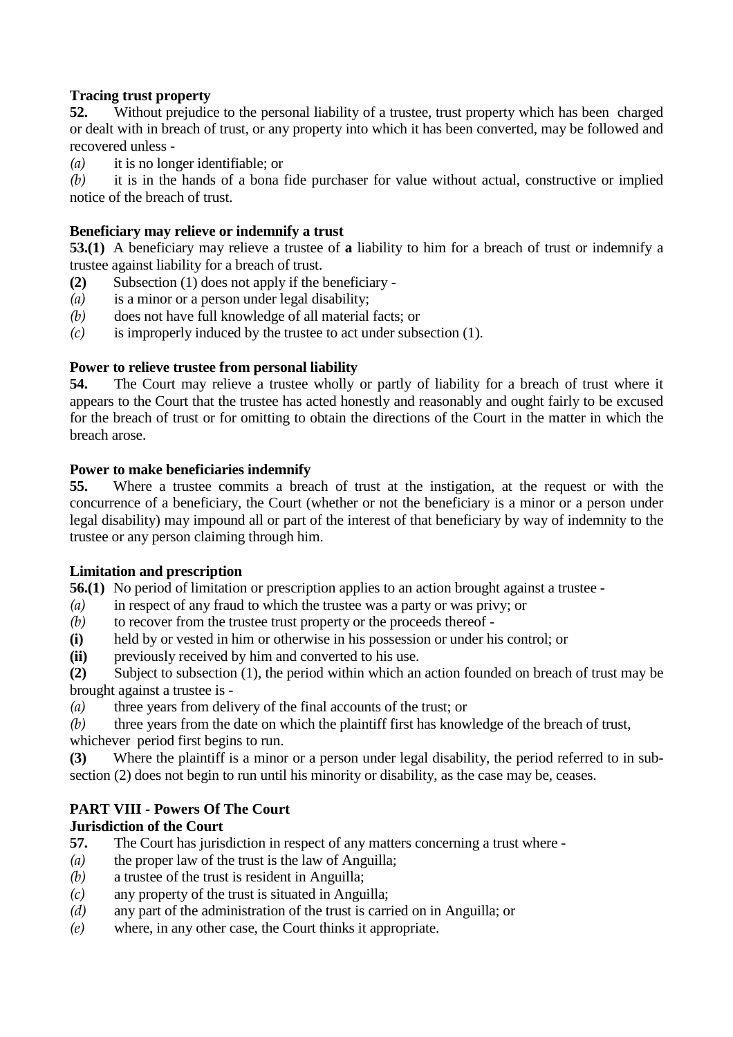**Tracing trust property**

**52.** Without prejudice to the personal liability of a trustee, trust property which has been charged or dealt with in breach of trust, or any property into which it has been converted, may be followed and recovered unless -

*(a)* it is no longer identifiable; or

*(b)* it is in the hands of a bona fide purchaser for value without actual, constructive or implied notice of the breach of trust.

**Beneficiary may relieve or indemnify a trust**

**53.(1)** A beneficiary may relieve a trustee of **a** liability to him for a breach of trust or indemnify a trustee against liability for a breach of trust.

**(2)** Subsection (1) does not apply if the beneficiary -

*(a)* is a minor or a person under legal disability;

*(b)* does not have full knowledge of all material facts; or

*(c)* is improperly induced by the trustee to act under subsection (1).

**Power to relieve trustee from personal liability**

**54.** The Court may relieve a trustee wholly or partly of liability for a breach of trust where it appears to the Court that the trustee has acted honestly and reasonably and ought fairly to be excused for the breach of trust or for omitting to obtain the directions of the Court in the matter in which the breach arose.

**Power to make beneficiaries indemnify**

**55.** Where a trustee commits a breach of trust at the instigation, at the request or with the concurrence of a beneficiary, the Court (whether or not the beneficiary is a minor or a person under legal disability) may impound all or part of the interest of that beneficiary by way of indemnity to the trustee or any person claiming through him.

**Limitation and prescription**

**56.(1)** No period of limitation or prescription applies to an action brought against a trustee -

*(a)* in respect of any fraud to which the trustee was a party or was privy; or

*(b)* to recover from the trustee trust property or the proceeds thereof -

**(i)** held by or vested in him or otherwise in his possession or under his control; or

**(ii)** previously received by him and converted to his use.

**(2)** Subject to subsection (1), the period within which an action founded on breach of trust may be brought against a trustee is -

*(a)* three years from delivery of the final accounts of the trust; or

*(b)* three years from the date on which the plaintiff first has knowledge of the breach of trust,

whichever period first begins to run.

**(3)** Where the plaintiff is a minor or a person under legal disability, the period referred to in sub-section (2) does not begin to run until his minority or disability, as the case may be, ceases.

## PART VIII - Powers Of The Court

**Jurisdiction of the Court**

**57.** The Court has jurisdiction in respect of any matters concerning a trust where -

*(a)* the proper law of the trust is the law of Anguilla;

*(b)* a trustee of the trust is resident in Anguilla;

*(c)* any property of the trust is situated in Anguilla;

*(d)* any part of the administration of the trust is carried on in Anguilla; or

*(e)* where, in any other case, the Court thinks it appropriate.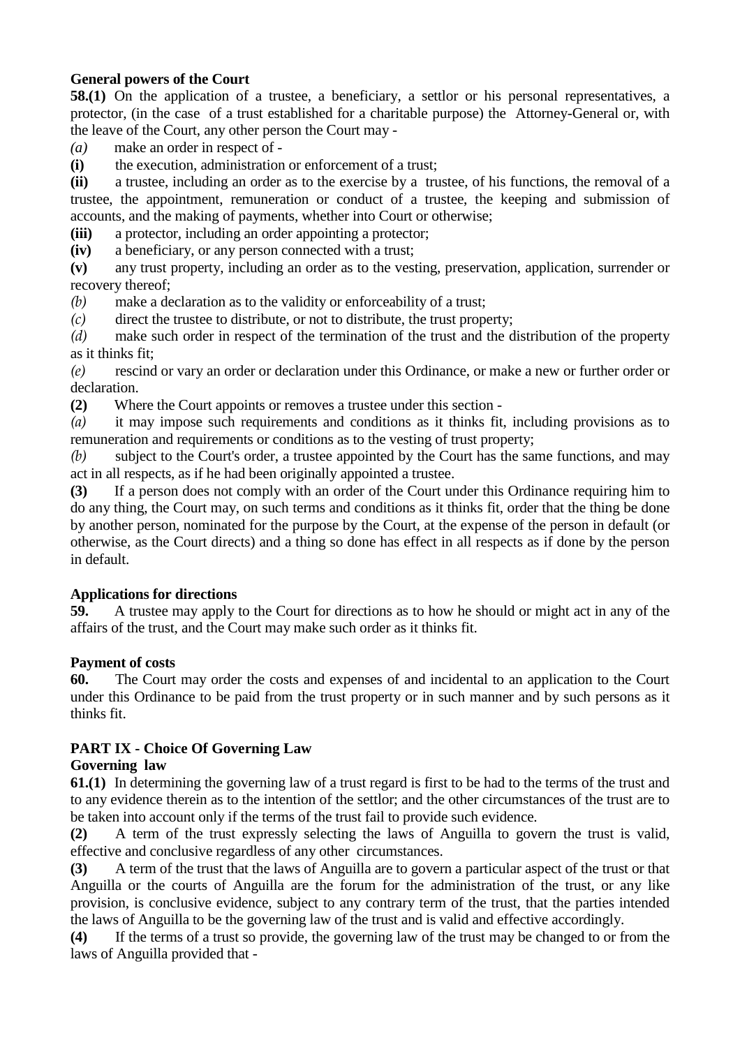**General powers of the Court**

**58.(1)** On the application of a trustee, a beneficiary, a settlor or his personal representatives, a protector, (in the case of a trust established for a charitable purpose) the Attorney-General or, with the leave of the Court, any other person the Court may -

*(a)* make an order in respect of -

**(i)** the execution, administration or enforcement of a trust;

**(ii)** a trustee, including an order as to the exercise by a trustee, of his functions, the removal of a trustee, the appointment, remuneration or conduct of a trustee, the keeping and submission of accounts, and the making of payments, whether into Court or otherwise;

**(iii)** a protector, including an order appointing a protector;

**(iv)** a beneficiary, or any person connected with a trust;

**(v)** any trust property, including an order as to the vesting, preservation, application, surrender or recovery thereof;

*(b)* make a declaration as to the validity or enforceability of a trust;

*(c)* direct the trustee to distribute, or not to distribute, the trust property;

*(d)* make such order in respect of the termination of the trust and the distribution of the property as it thinks fit;

*(e)* rescind or vary an order or declaration under this Ordinance, or make a new or further order or declaration.

**(2)** Where the Court appoints or removes a trustee under this section -

*(a)* it may impose such requirements and conditions as it thinks fit, including provisions as to remuneration and requirements or conditions as to the vesting of trust property;

*(b)* subject to the Court's order, a trustee appointed by the Court has the same functions, and may act in all respects, as if he had been originally appointed a trustee.

**(3)** If a person does not comply with an order of the Court under this Ordinance requiring him to do any thing, the Court may, on such terms and conditions as it thinks fit, order that the thing be done by another person, nominated for the purpose by the Court, at the expense of the person in default (or otherwise, as the Court directs) and a thing so done has effect in all respects as if done by the person in default.

**Applications for directions**

**59.** A trustee may apply to the Court for directions as to how he should or might act in any of the affairs of the trust, and the Court may make such order as it thinks fit.

**Payment of costs**

**60.** The Court may order the costs and expenses of and incidental to an application to the Court under this Ordinance to be paid from the trust property or in such manner and by such persons as it thinks fit.

## PART IX - Choice Of Governing Law

**Governing law**

**61.(1)** In determining the governing law of a trust regard is first to be had to the terms of the trust and to any evidence therein as to the intention of the settlor; and the other circumstances of the trust are to be taken into account only if the terms of the trust fail to provide such evidence.

**(2)** A term of the trust expressly selecting the laws of Anguilla to govern the trust is valid, effective and conclusive regardless of any other circumstances.

**(3)** A term of the trust that the laws of Anguilla are to govern a particular aspect of the trust or that Anguilla or the courts of Anguilla are the forum for the administration of the trust, or any like provision, is conclusive evidence, subject to any contrary term of the trust, that the parties intended the laws of Anguilla to be the governing law of the trust and is valid and effective accordingly.

**(4)** If the terms of a trust so provide, the governing law of the trust may be changed to or from the laws of Anguilla provided that -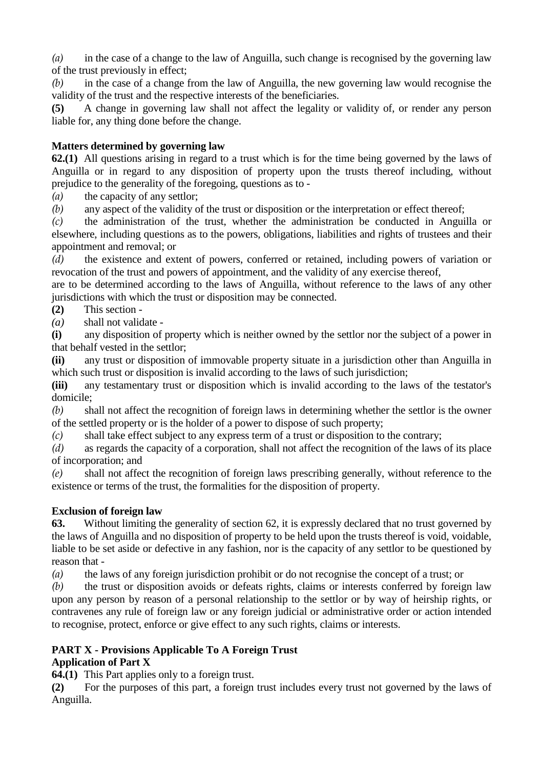*(a)* in the case of a change to the law of Anguilla, such change is recognised by the governing law of the trust previously in effect;

*(b)* in the case of a change from the law of Anguilla, the new governing law would recognise the validity of the trust and the respective interests of the beneficiaries.

**(5)** A change in governing law shall not affect the legality or validity of, or render any person liable for, any thing done before the change.

**Matters determined by governing law**

**62.(1)** All questions arising in regard to a trust which is for the time being governed by the laws of Anguilla or in regard to any disposition of property upon the trusts thereof including, without prejudice to the generality of the foregoing, questions as to -

*(a)* the capacity of any settlor;

*(b)* any aspect of the validity of the trust or disposition or the interpretation or effect thereof;

*(c)* the administration of the trust, whether the administration be conducted in Anguilla or elsewhere, including questions as to the powers, obligations, liabilities and rights of trustees and their appointment and removal; or

*(d)* the existence and extent of powers, conferred or retained, including powers of variation or revocation of the trust and powers of appointment, and the validity of any exercise thereof,

are to be determined according to the laws of Anguilla, without reference to the laws of any other jurisdictions with which the trust or disposition may be connected.

**(2)** This section -

*(a)* shall not validate -

**(i)** any disposition of property which is neither owned by the settlor nor the subject of a power in that behalf vested in the settlor;

**(ii)** any trust or disposition of immovable property situate in a jurisdiction other than Anguilla in which such trust or disposition is invalid according to the laws of such jurisdiction;

**(iii)** any testamentary trust or disposition which is invalid according to the laws of the testator's domicile;

*(b)* shall not affect the recognition of foreign laws in determining whether the settlor is the owner of the settled property or is the holder of a power to dispose of such property;

*(c)* shall take effect subject to any express term of a trust or disposition to the contrary;

*(d)* as regards the capacity of a corporation, shall not affect the recognition of the laws of its place of incorporation; and

*(e)* shall not affect the recognition of foreign laws prescribing generally, without reference to the existence or terms of the trust, the formalities for the disposition of property.

**Exclusion of foreign law**

**63.** Without limiting the generality of section 62, it is expressly declared that no trust governed by the laws of Anguilla and no disposition of property to be held upon the trusts thereof is void, voidable, liable to be set aside or defective in any fashion, nor is the capacity of any settlor to be questioned by reason that -

*(a)* the laws of any foreign jurisdiction prohibit or do not recognise the concept of a trust; or

*(b)* the trust or disposition avoids or defeats rights, claims or interests conferred by foreign law upon any person by reason of a personal relationship to the settlor or by way of heirship rights, or contravenes any rule of foreign law or any foreign judicial or administrative order or action intended to recognise, protect, enforce or give effect to any such rights, claims or interests.

## PART X - Provisions Applicable To A Foreign Trust

**Application of Part X**

**64.(1)** This Part applies only to a foreign trust.

**(2)** For the purposes of this part, a foreign trust includes every trust not governed by the laws of Anguilla.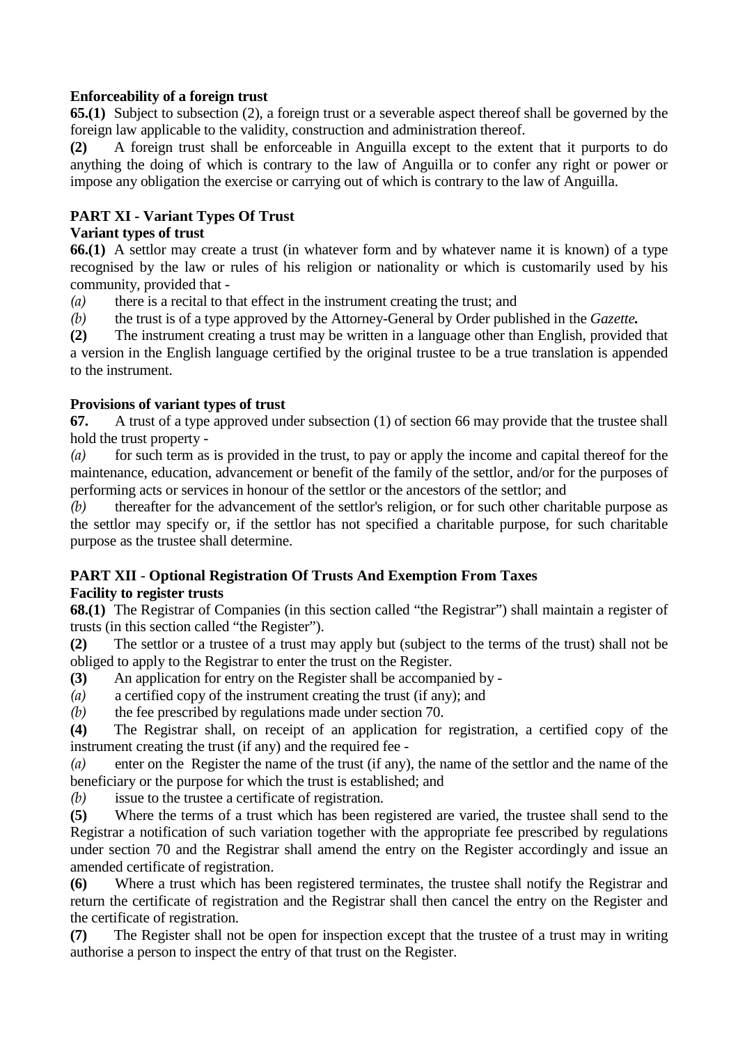**Enforceability of a foreign trust**

**65.(1)** Subject to subsection (2), a foreign trust or a severable aspect thereof shall be governed by the foreign law applicable to the validity, construction and administration thereof.

**(2)** A foreign trust shall be enforceable in Anguilla except to the extent that it purports to do anything the doing of which is contrary to the law of Anguilla or to confer any right or power or impose any obligation the exercise or carrying out of which is contrary to the law of Anguilla.

## PART XI - Variant Types Of Trust

**Variant types of trust**

**66.(1)** A settlor may create a trust (in whatever form and by whatever name it is known) of a type recognised by the law or rules of his religion or nationality or which is customarily used by his community, provided that -

*(a)* there is a recital to that effect in the instrument creating the trust; and

*(b)* the trust is of a type approved by the Attorney-General by Order published in the *Gazette.*

**(2)** The instrument creating a trust may be written in a language other than English, provided that a version in the English language certified by the original trustee to be a true translation is appended to the instrument.

**Provisions of variant types of trust**

**67.** A trust of a type approved under subsection (1) of section 66 may provide that the trustee shall hold the trust property -

*(a)* for such term as is provided in the trust, to pay or apply the income and capital thereof for the maintenance, education, advancement or benefit of the family of the settlor, and/or for the purposes of performing acts or services in honour of the settlor or the ancestors of the settlor; and

*(b)* thereafter for the advancement of the settlor's religion, or for such other charitable purpose as the settlor may specify or, if the settlor has not specified a charitable purpose, for such charitable purpose as the trustee shall determine.

## PART XII - Optional Registration Of Trusts And Exemption From Taxes

**Facility to register trusts**

**68.(1)** The Registrar of Companies (in this section called "the Registrar") shall maintain a register of trusts (in this section called "the Register").

**(2)** The settlor or a trustee of a trust may apply but (subject to the terms of the trust) shall not be obliged to apply to the Registrar to enter the trust on the Register.

**(3)** An application for entry on the Register shall be accompanied by -

*(a)* a certified copy of the instrument creating the trust (if any); and

*(b)* the fee prescribed by regulations made under section 70.

**(4)** The Registrar shall, on receipt of an application for registration, a certified copy of the instrument creating the trust (if any) and the required fee -

*(a)* enter on the Register the name of the trust (if any), the name of the settlor and the name of the beneficiary or the purpose for which the trust is established; and

*(b)* issue to the trustee a certificate of registration.

**(5)** Where the terms of a trust which has been registered are varied, the trustee shall send to the Registrar a notification of such variation together with the appropriate fee prescribed by regulations under section 70 and the Registrar shall amend the entry on the Register accordingly and issue an amended certificate of registration.

**(6)** Where a trust which has been registered terminates, the trustee shall notify the Registrar and return the certificate of registration and the Registrar shall then cancel the entry on the Register and the certificate of registration.

**(7)** The Register shall not be open for inspection except that the trustee of a trust may in writing authorise a person to inspect the entry of that trust on the Register.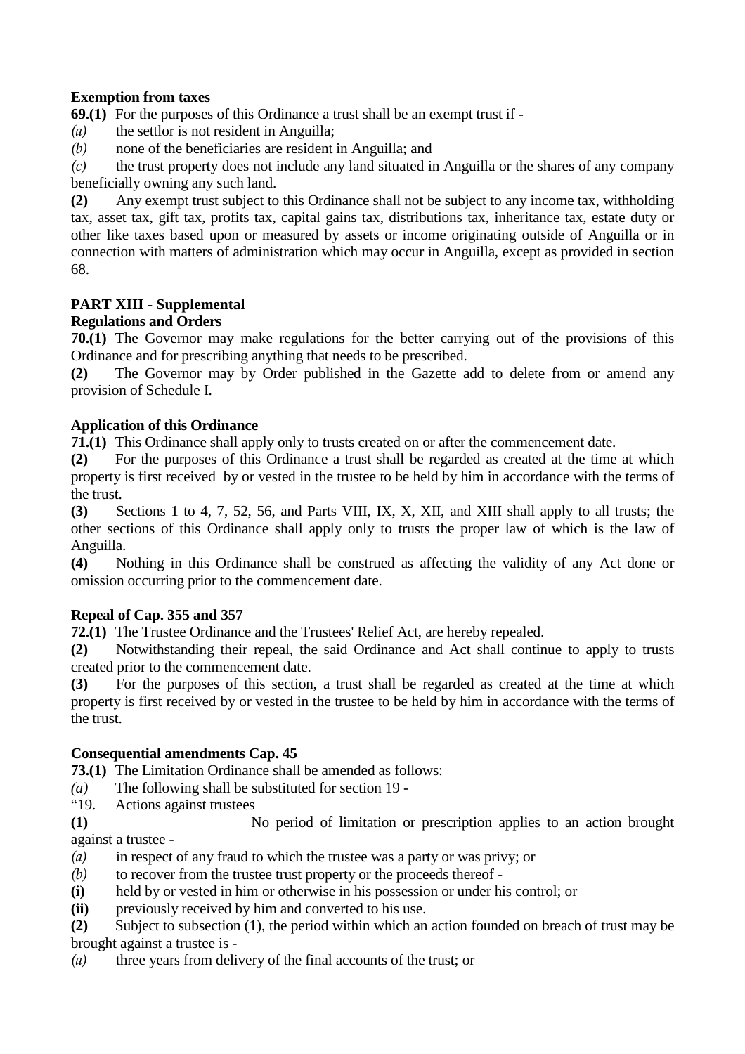**Exemption from taxes**

**69.(1)** For the purposes of this Ordinance a trust shall be an exempt trust if -

*(a)* the settlor is not resident in Anguilla;

*(b)* none of the beneficiaries are resident in Anguilla; and

*(c)* the trust property does not include any land situated in Anguilla or the shares of any company beneficially owning any such land.

**(2)** Any exempt trust subject to this Ordinance shall not be subject to any income tax, withholding tax, asset tax, gift tax, profits tax, capital gains tax, distributions tax, inheritance tax, estate duty or other like taxes based upon or measured by assets or income originating outside of Anguilla or in connection with matters of administration which may occur in Anguilla, except as provided in section 68.

**PART XIII - Supplemental**

**Regulations and Orders**

**70.(1)** The Governor may make regulations for the better carrying out of the provisions of this Ordinance and for prescribing anything that needs to be prescribed.

**(2)** The Governor may by Order published in the Gazette add to delete from or amend any provision of Schedule I.

**Application of this Ordinance**

**71.(1)** This Ordinance shall apply only to trusts created on or after the commencement date.

**(2)** For the purposes of this Ordinance a trust shall be regarded as created at the time at which property is first received by or vested in the trustee to be held by him in accordance with the terms of the trust.

**(3)** Sections 1 to 4, 7, 52, 56, and Parts VIII, IX, X, XII, and XIII shall apply to all trusts; the other sections of this Ordinance shall apply only to trusts the proper law of which is the law of Anguilla.

**(4)** Nothing in this Ordinance shall be construed as affecting the validity of any Act done or omission occurring prior to the commencement date.

**Repeal of Cap. 355 and 357**

**72.(1)** The Trustee Ordinance and the Trustees' Relief Act, are hereby repealed.

**(2)** Notwithstanding their repeal, the said Ordinance and Act shall continue to apply to trusts created prior to the commencement date.

**(3)** For the purposes of this section, a trust shall be regarded as created at the time at which property is first received by or vested in the trustee to be held by him in accordance with the terms of the trust.

**Consequential amendments Cap. 45**

**73.(1)** The Limitation Ordinance shall be amended as follows:

*(a)* The following shall be substituted for section 19 -

"19. Actions against trustees

**(1)** No period of limitation or prescription applies to an action brought against a trustee -

*(a)* in respect of any fraud to which the trustee was a party or was privy; or

*(b)* to recover from the trustee trust property or the proceeds thereof -

**(i)** held by or vested in him or otherwise in his possession or under his control; or

**(ii)** previously received by him and converted to his use.

**(2)** Subject to subsection (1), the period within which an action founded on breach of trust may be brought against a trustee is -

*(a)* three years from delivery of the final accounts of the trust; or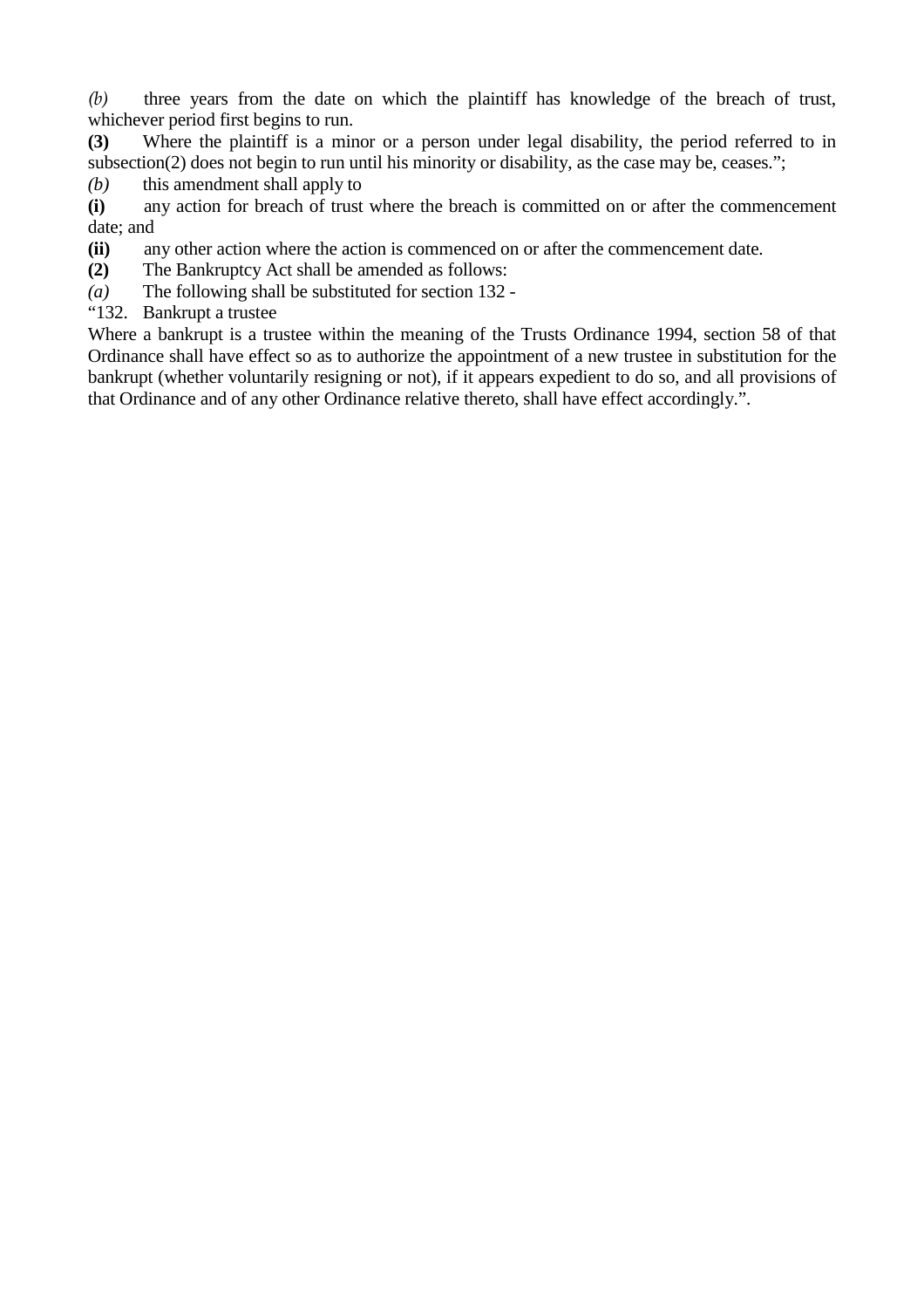*(b)* three years from the date on which the plaintiff has knowledge of the breach of trust, whichever period first begins to run.

**(3)** Where the plaintiff is a minor or a person under legal disability, the period referred to in subsection(2) does not begin to run until his minority or disability, as the case may be, ceases.";

*(b)* this amendment shall apply to

**(i)** any action for breach of trust where the breach is committed on or after the commencement date; and

**(ii)** any other action where the action is commenced on or after the commencement date.

**(2)** The Bankruptcy Act shall be amended as follows:

*(a)* The following shall be substituted for section 132 -

"132. Bankrupt a trustee

Where a bankrupt is a trustee within the meaning of the Trusts Ordinance 1994, section 58 of that Ordinance shall have effect so as to authorize the appointment of a new trustee in substitution for the bankrupt (whether voluntarily resigning or not), if it appears expedient to do so, and all provisions of that Ordinance and of any other Ordinance relative thereto, shall have effect accordingly.".